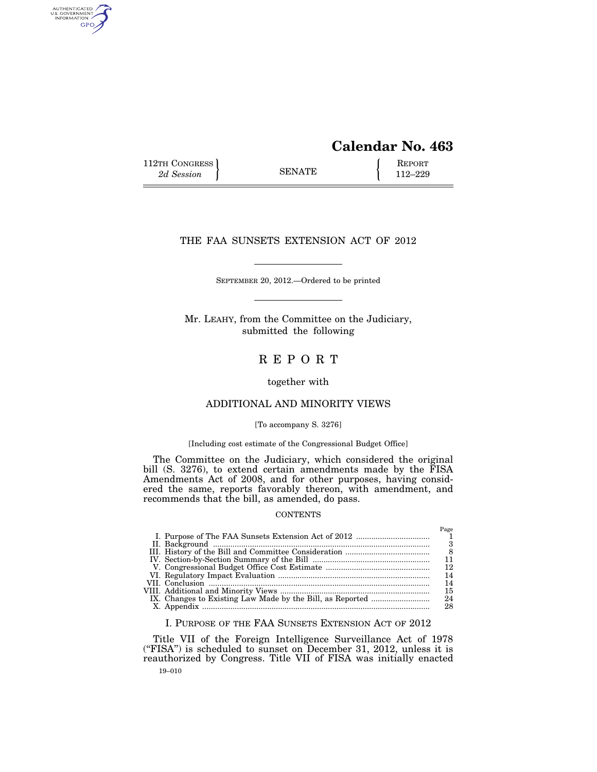# Calendar No. 463

112TH CONGRESS
*2d Session*

SENATE

REPORT
112–229

## THE FAA SUNSETS EXTENSION ACT OF 2012

SEPTEMBER 20, 2012.—Ordered to be printed

Mr. LEAHY, from the Committee on the Judiciary, submitted the following

# R E P O R T

together with

## ADDITIONAL AND MINORITY VIEWS

[To accompany S. 3276]

[Including cost estimate of the Congressional Budget Office]

The Committee on the Judiciary, which considered the original bill (S. 3276), to extend certain amendments made by the FISA Amendments Act of 2008, and for other purposes, having considered the same, reports favorably thereon, with amendment, and recommends that the bill, as amended, do pass.

CONTENTS

| | Page |
|---|---|
| I. Purpose of The FAA Sunsets Extension Act of 2012 | 1 |
| II. Background | 3 |
| III. History of the Bill and Committee Consideration | 8 |
| IV. Section-by-Section Summary of the Bill | 11 |
| V. Congressional Budget Office Cost Estimate | 12 |
| VI. Regulatory Impact Evaluation | 14 |
| VII. Conclusion | 14 |
| VIII. Additional and Minority Views | 15 |
| IX. Changes to Existing Law Made by the Bill, as Reported | 24 |
| X. Appendix | 28 |

## I. PURPOSE OF THE FAA SUNSETS EXTENSION ACT OF 2012

Title VII of the Foreign Intelligence Surveillance Act of 1978 ("FISA") is scheduled to sunset on December 31, 2012, unless it is reauthorized by Congress. Title VII of FISA was initially enacted

19–010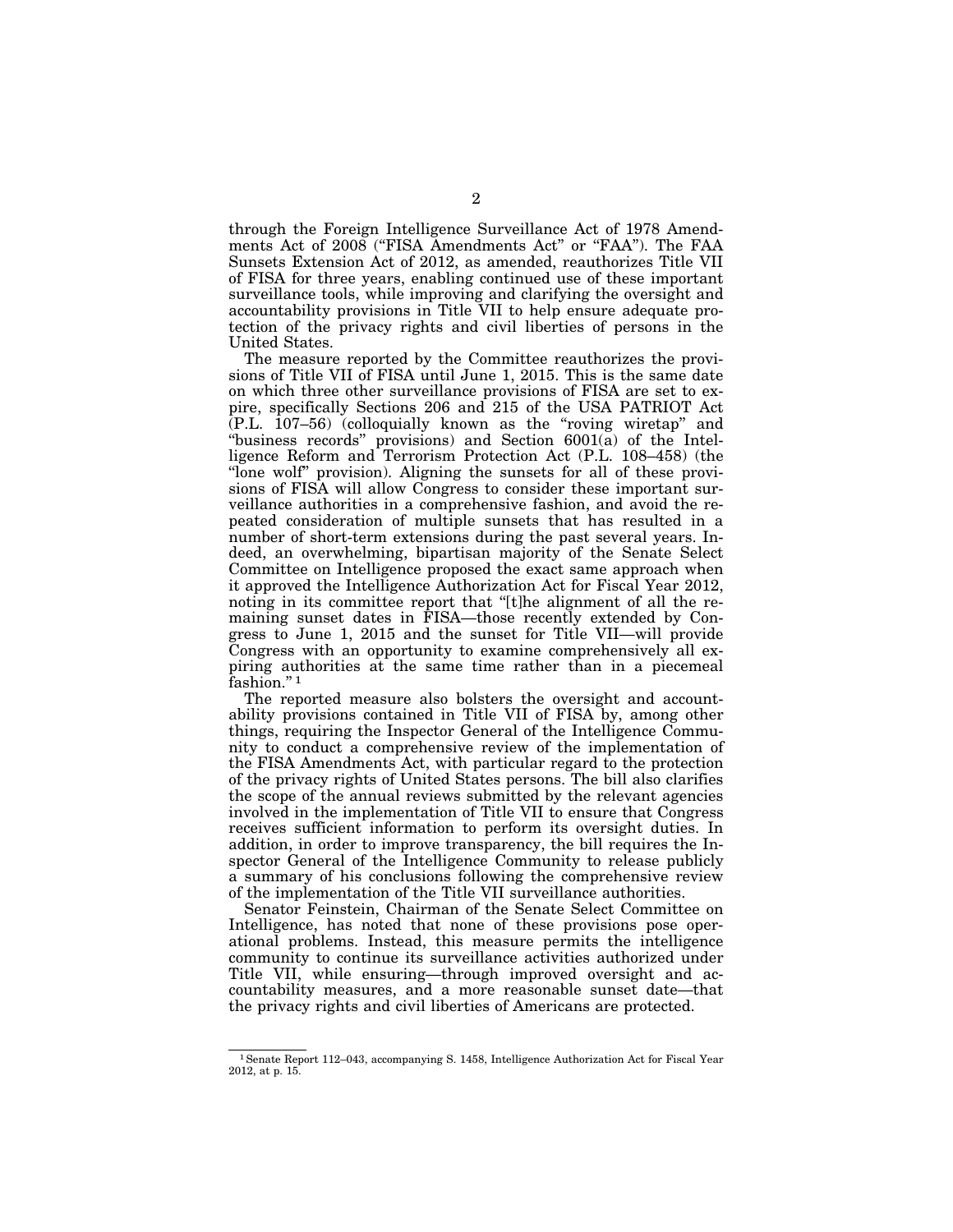through the Foreign Intelligence Surveillance Act of 1978 Amendments Act of 2008 ("FISA Amendments Act" or "FAA"). The FAA Sunsets Extension Act of 2012, as amended, reauthorizes Title VII of FISA for three years, enabling continued use of these important surveillance tools, while improving and clarifying the oversight and accountability provisions in Title VII to help ensure adequate protection of the privacy rights and civil liberties of persons in the United States.

The measure reported by the Committee reauthorizes the provisions of Title VII of FISA until June 1, 2015. This is the same date on which three other surveillance provisions of FISA are set to expire, specifically Sections 206 and 215 of the USA PATRIOT Act (P.L. 107–56) (colloquially known as the "roving wiretap" and "business records" provisions) and Section 6001(a) of the Intelligence Reform and Terrorism Protection Act (P.L. 108–458) (the "lone wolf" provision). Aligning the sunsets for all of these provisions of FISA will allow Congress to consider these important surveillance authorities in a comprehensive fashion, and avoid the repeated consideration of multiple sunsets that has resulted in a number of short-term extensions during the past several years. Indeed, an overwhelming, bipartisan majority of the Senate Select Committee on Intelligence proposed the exact same approach when it approved the Intelligence Authorization Act for Fiscal Year 2012, noting in its committee report that "[t]he alignment of all the remaining sunset dates in FISA—those recently extended by Congress to June 1, 2015 and the sunset for Title VII—will provide Congress with an opportunity to examine comprehensively all expiring authorities at the same time rather than in a piecemeal fashion." [1]

The reported measure also bolsters the oversight and accountability provisions contained in Title VII of FISA by, among other things, requiring the Inspector General of the Intelligence Community to conduct a comprehensive review of the implementation of the FISA Amendments Act, with particular regard to the protection of the privacy rights of United States persons. The bill also clarifies the scope of the annual reviews submitted by the relevant agencies involved in the implementation of Title VII to ensure that Congress receives sufficient information to perform its oversight duties. In addition, in order to improve transparency, the bill requires the Inspector General of the Intelligence Community to release publicly a summary of his conclusions following the comprehensive review of the implementation of the Title VII surveillance authorities.

Senator Feinstein, Chairman of the Senate Select Committee on Intelligence, has noted that none of these provisions pose operational problems. Instead, this measure permits the intelligence community to continue its surveillance activities authorized under Title VII, while ensuring—through improved oversight and accountability measures, and a more reasonable sunset date—that the privacy rights and civil liberties of Americans are protected.

---

[1] Senate Report 112–043, accompanying S. 1458, Intelligence Authorization Act for Fiscal Year 2012, at p. 15.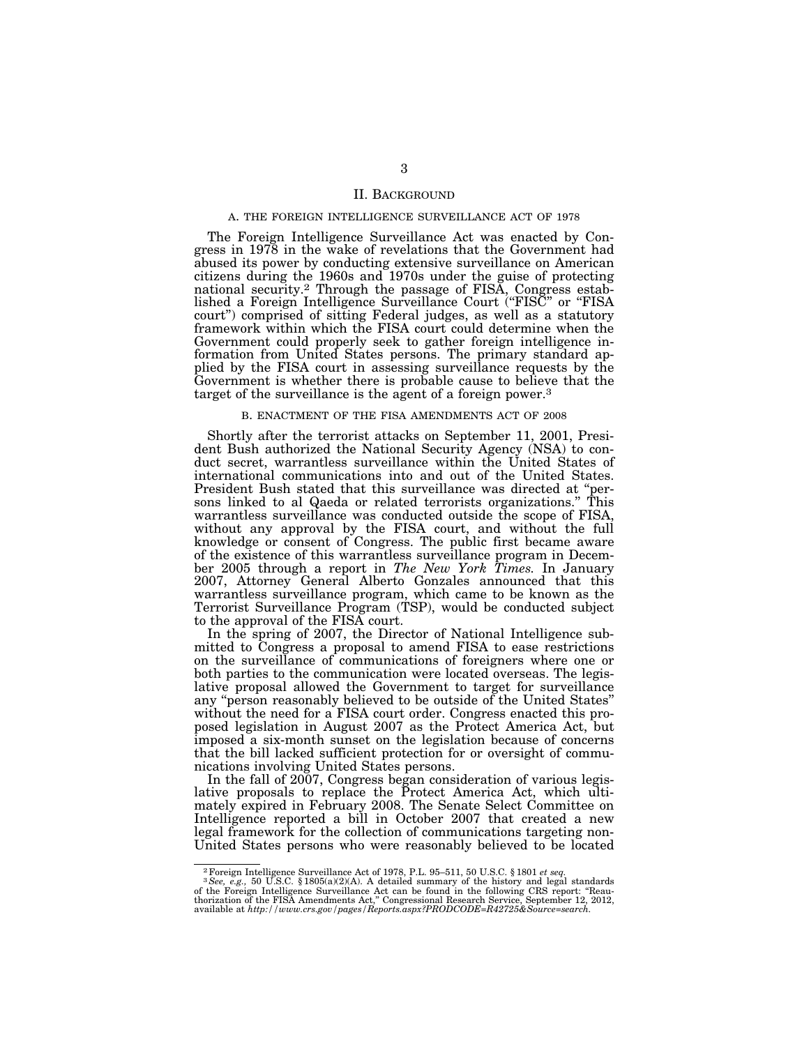## II. BACKGROUND

### A. THE FOREIGN INTELLIGENCE SURVEILLANCE ACT OF 1978

The Foreign Intelligence Surveillance Act was enacted by Congress in 1978 in the wake of revelations that the Government had abused its power by conducting extensive surveillance on American citizens during the 1960s and 1970s under the guise of protecting national security.[2] Through the passage of FISA, Congress established a Foreign Intelligence Surveillance Court ("FISC" or "FISA court") comprised of sitting Federal judges, as well as a statutory framework within which the FISA court could determine when the Government could properly seek to gather foreign intelligence information from United States persons. The primary standard applied by the FISA court in assessing surveillance requests by the Government is whether there is probable cause to believe that the target of the surveillance is the agent of a foreign power.[3]

### B. ENACTMENT OF THE FISA AMENDMENTS ACT OF 2008

Shortly after the terrorist attacks on September 11, 2001, President Bush authorized the National Security Agency (NSA) to conduct secret, warrantless surveillance within the United States of international communications into and out of the United States. President Bush stated that this surveillance was directed at "persons linked to al Qaeda or related terrorists organizations." This warrantless surveillance was conducted outside the scope of FISA, without any approval by the FISA court, and without the full knowledge or consent of Congress. The public first became aware of the existence of this warrantless surveillance program in December 2005 through a report in *The New York Times.* In January 2007, Attorney General Alberto Gonzales announced that this warrantless surveillance program, which came to be known as the Terrorist Surveillance Program (TSP), would be conducted subject to the approval of the FISA court.

In the spring of 2007, the Director of National Intelligence submitted to Congress a proposal to amend FISA to ease restrictions on the surveillance of communications of foreigners where one or both parties to the communication were located overseas. The legislative proposal allowed the Government to target for surveillance any "person reasonably believed to be outside of the United States" without the need for a FISA court order. Congress enacted this proposed legislation in August 2007 as the Protect America Act, but imposed a six-month sunset on the legislation because of concerns that the bill lacked sufficient protection for or oversight of communications involving United States persons.

In the fall of 2007, Congress began consideration of various legislative proposals to replace the Protect America Act, which ultimately expired in February 2008. The Senate Select Committee on Intelligence reported a bill in October 2007 that created a new legal framework for the collection of communications targeting non-United States persons who were reasonably believed to be located

---

[2] Foreign Intelligence Surveillance Act of 1978, P.L. 95–511, 50 U.S.C. § 1801 *et seq.*

[3] *See, e.g.,* 50 U.S.C. § 1805(a)(2)(A). A detailed summary of the history and legal standards of the Foreign Intelligence Surveillance Act can be found in the following CRS report: "Reauthorization of the FISA Amendments Act," Congressional Research Service, September 12, 2012, available at *http://www.crs.gov/pages/Reports.aspx?PRODCODE=R42725&Source=search.*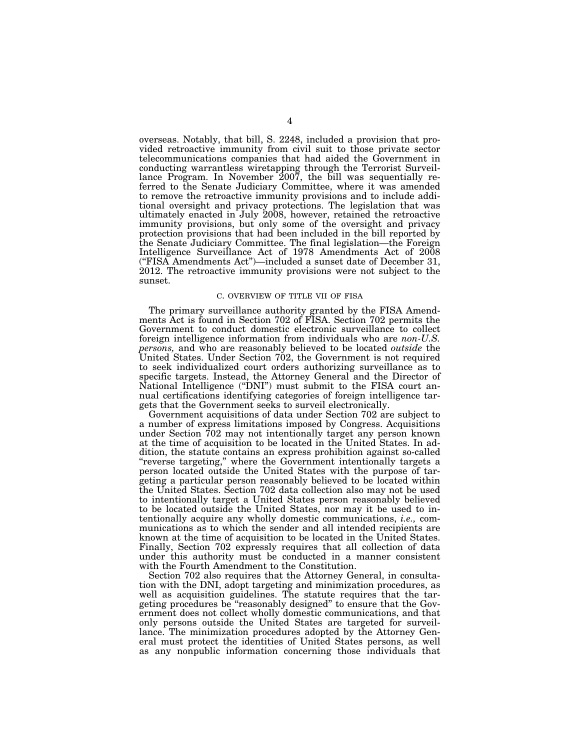overseas. Notably, that bill, S. 2248, included a provision that provided retroactive immunity from civil suit to those private sector telecommunications companies that had aided the Government in conducting warrantless wiretapping through the Terrorist Surveillance Program. In November 2007, the bill was sequentially referred to the Senate Judiciary Committee, where it was amended to remove the retroactive immunity provisions and to include additional oversight and privacy protections. The legislation that was ultimately enacted in July 2008, however, retained the retroactive immunity provisions, but only some of the oversight and privacy protection provisions that had been included in the bill reported by the Senate Judiciary Committee. The final legislation—the Foreign Intelligence Surveillance Act of 1978 Amendments Act of 2008 ("FISA Amendments Act")—included a sunset date of December 31, 2012. The retroactive immunity provisions were not subject to the sunset.

### C. OVERVIEW OF TITLE VII OF FISA

The primary surveillance authority granted by the FISA Amendments Act is found in Section 702 of FISA. Section 702 permits the Government to conduct domestic electronic surveillance to collect foreign intelligence information from individuals who are *non-U.S. persons,* and who are reasonably believed to be located *outside* the United States. Under Section 702, the Government is not required to seek individualized court orders authorizing surveillance as to specific targets. Instead, the Attorney General and the Director of National Intelligence ("DNI") must submit to the FISA court annual certifications identifying categories of foreign intelligence targets that the Government seeks to surveil electronically.

Government acquisitions of data under Section 702 are subject to a number of express limitations imposed by Congress. Acquisitions under Section 702 may not intentionally target any person known at the time of acquisition to be located in the United States. In addition, the statute contains an express prohibition against so-called "reverse targeting," where the Government intentionally targets a person located outside the United States with the purpose of targeting a particular person reasonably believed to be located within the United States. Section 702 data collection also may not be used to intentionally target a United States person reasonably believed to be located outside the United States, nor may it be used to intentionally acquire any wholly domestic communications, *i.e.,* communications as to which the sender and all intended recipients are known at the time of acquisition to be located in the United States. Finally, Section 702 expressly requires that all collection of data under this authority must be conducted in a manner consistent with the Fourth Amendment to the Constitution.

Section 702 also requires that the Attorney General, in consultation with the DNI, adopt targeting and minimization procedures, as well as acquisition guidelines. The statute requires that the targeting procedures be "reasonably designed" to ensure that the Government does not collect wholly domestic communications, and that only persons outside the United States are targeted for surveillance. The minimization procedures adopted by the Attorney General must protect the identities of United States persons, as well as any nonpublic information concerning those individuals that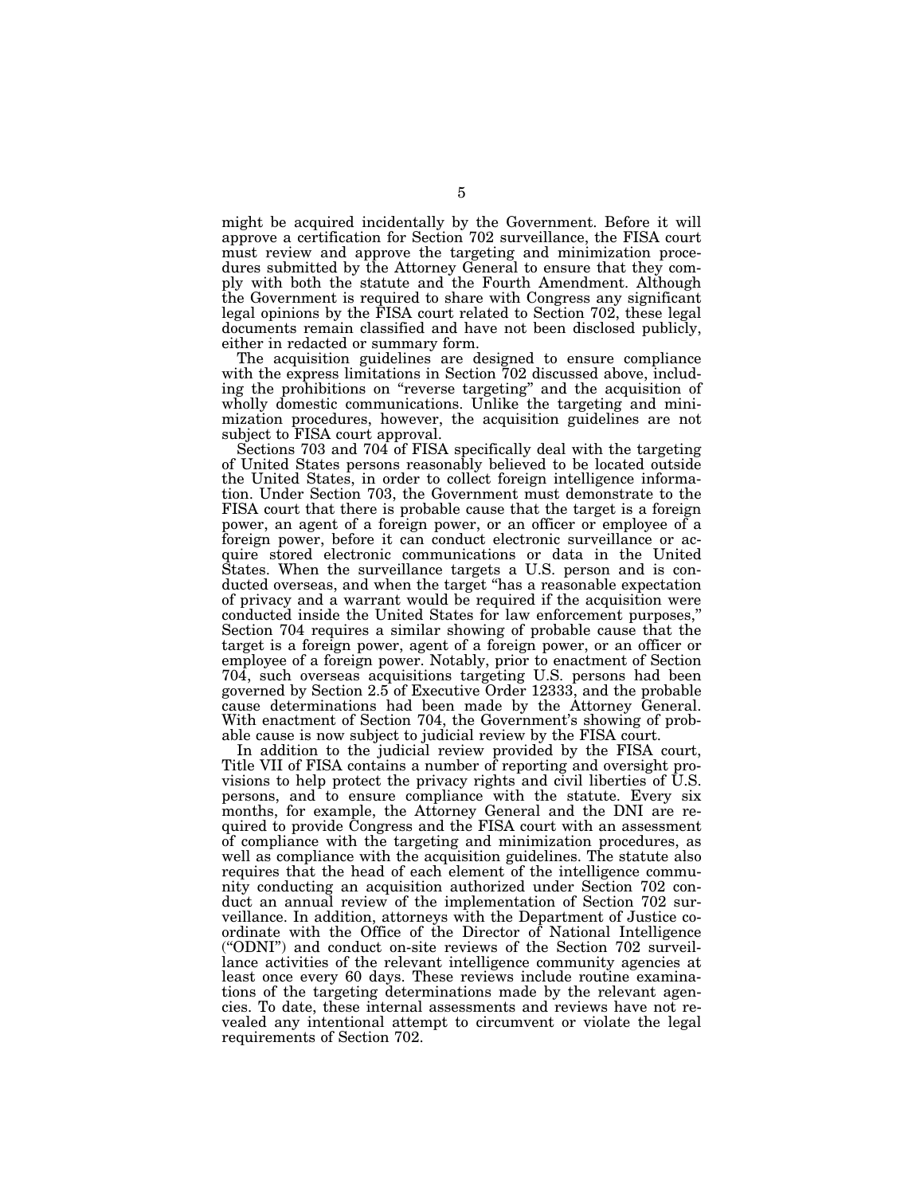might be acquired incidentally by the Government. Before it will approve a certification for Section 702 surveillance, the FISA court must review and approve the targeting and minimization procedures submitted by the Attorney General to ensure that they comply with both the statute and the Fourth Amendment. Although the Government is required to share with Congress any significant legal opinions by the FISA court related to Section 702, these legal documents remain classified and have not been disclosed publicly, either in redacted or summary form.

The acquisition guidelines are designed to ensure compliance with the express limitations in Section 702 discussed above, including the prohibitions on "reverse targeting" and the acquisition of wholly domestic communications. Unlike the targeting and minimization procedures, however, the acquisition guidelines are not subject to FISA court approval.

Sections 703 and 704 of FISA specifically deal with the targeting of United States persons reasonably believed to be located outside the United States, in order to collect foreign intelligence information. Under Section 703, the Government must demonstrate to the FISA court that there is probable cause that the target is a foreign power, an agent of a foreign power, or an officer or employee of a foreign power, before it can conduct electronic surveillance or acquire stored electronic communications or data in the United States. When the surveillance targets a U.S. person and is conducted overseas, and when the target "has a reasonable expectation of privacy and a warrant would be required if the acquisition were conducted inside the United States for law enforcement purposes," Section 704 requires a similar showing of probable cause that the target is a foreign power, agent of a foreign power, or an officer or employee of a foreign power. Notably, prior to enactment of Section 704, such overseas acquisitions targeting U.S. persons had been governed by Section 2.5 of Executive Order 12333, and the probable cause determinations had been made by the Attorney General. With enactment of Section 704, the Government's showing of probable cause is now subject to judicial review by the FISA court.

In addition to the judicial review provided by the FISA court, Title VII of FISA contains a number of reporting and oversight provisions to help protect the privacy rights and civil liberties of U.S. persons, and to ensure compliance with the statute. Every six months, for example, the Attorney General and the DNI are required to provide Congress and the FISA court with an assessment of compliance with the targeting and minimization procedures, as well as compliance with the acquisition guidelines. The statute also requires that the head of each element of the intelligence community conducting an acquisition authorized under Section 702 conduct an annual review of the implementation of Section 702 surveillance. In addition, attorneys with the Department of Justice coordinate with the Office of the Director of National Intelligence ("ODNI") and conduct on-site reviews of the Section 702 surveillance activities of the relevant intelligence community agencies at least once every 60 days. These reviews include routine examinations of the targeting determinations made by the relevant agencies. To date, these internal assessments and reviews have not revealed any intentional attempt to circumvent or violate the legal requirements of Section 702.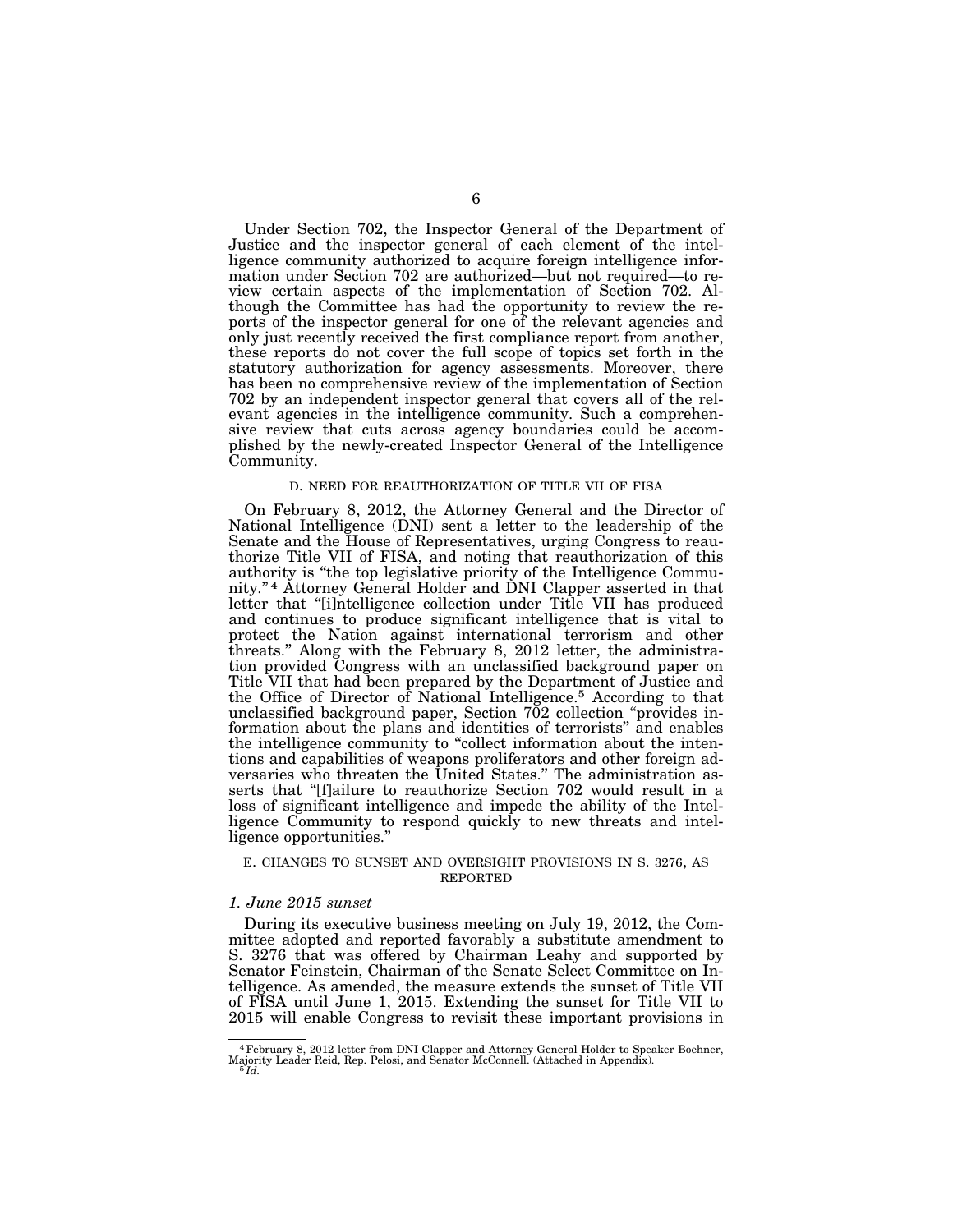Under Section 702, the Inspector General of the Department of Justice and the inspector general of each element of the intelligence community authorized to acquire foreign intelligence information under Section 702 are authorized—but not required—to review certain aspects of the implementation of Section 702. Although the Committee has had the opportunity to review the reports of the inspector general for one of the relevant agencies and only just recently received the first compliance report from another, these reports do not cover the full scope of topics set forth in the statutory authorization for agency assessments. Moreover, there has been no comprehensive review of the implementation of Section 702 by an independent inspector general that covers all of the relevant agencies in the intelligence community. Such a comprehensive review that cuts across agency boundaries could be accomplished by the newly-created Inspector General of the Intelligence Community.

### D. NEED FOR REAUTHORIZATION OF TITLE VII OF FISA

On February 8, 2012, the Attorney General and the Director of National Intelligence (DNI) sent a letter to the leadership of the Senate and the House of Representatives, urging Congress to reauthorize Title VII of FISA, and noting that reauthorization of this authority is "the top legislative priority of the Intelligence Community."[4] Attorney General Holder and DNI Clapper asserted in that letter that "[i]ntelligence collection under Title VII has produced and continues to produce significant intelligence that is vital to protect the Nation against international terrorism and other threats." Along with the February 8, 2012 letter, the administration provided Congress with an unclassified background paper on Title VII that had been prepared by the Department of Justice and the Office of Director of National Intelligence.[5] According to that unclassified background paper, Section 702 collection "provides information about the plans and identities of terrorists" and enables the intelligence community to "collect information about the intentions and capabilities of weapons proliferators and other foreign adversaries who threaten the United States." The administration asserts that "[f]ailure to reauthorize Section 702 would result in a loss of significant intelligence and impede the ability of the Intelligence Community to respond quickly to new threats and intelligence opportunities."

### E. CHANGES TO SUNSET AND OVERSIGHT PROVISIONS IN S. 3276, AS REPORTED

#### *1. June 2015 sunset*

During its executive business meeting on July 19, 2012, the Committee adopted and reported favorably a substitute amendment to S. 3276 that was offered by Chairman Leahy and supported by Senator Feinstein, Chairman of the Senate Select Committee on Intelligence. As amended, the measure extends the sunset of Title VII of FISA until June 1, 2015. Extending the sunset for Title VII to 2015 will enable Congress to revisit these important provisions in

---

[4] February 8, 2012 letter from DNI Clapper and Attorney General Holder to Speaker Boehner, Majority Leader Reid, Rep. Pelosi, and Senator McConnell. (Attached in Appendix).

[5] *Id.*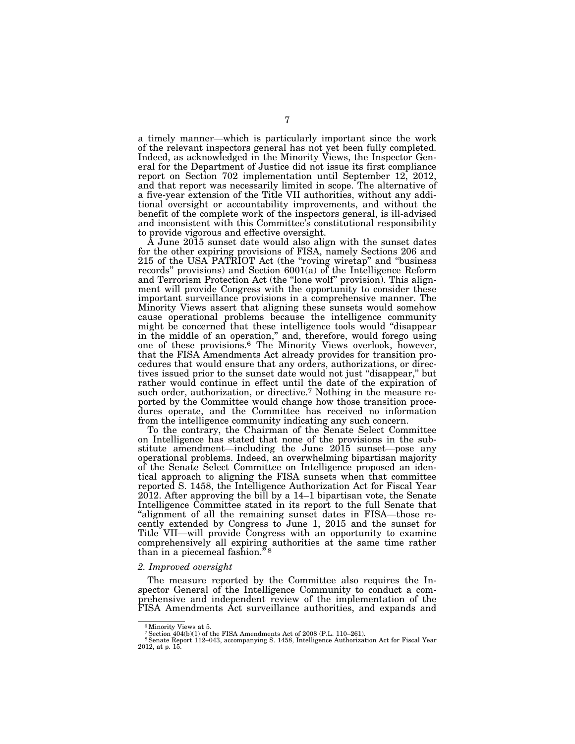a timely manner—which is particularly important since the work of the relevant inspectors general has not yet been fully completed. Indeed, as acknowledged in the Minority Views, the Inspector General for the Department of Justice did not issue its first compliance report on Section 702 implementation until September 12, 2012, and that report was necessarily limited in scope. The alternative of a five-year extension of the Title VII authorities, without any additional oversight or accountability improvements, and without the benefit of the complete work of the inspectors general, is ill-advised and inconsistent with this Committee's constitutional responsibility to provide vigorous and effective oversight.

A June 2015 sunset date would also align with the sunset dates for the other expiring provisions of FISA, namely Sections 206 and 215 of the USA PATRIOT Act (the "roving wiretap" and "business records" provisions) and Section 6001(a) of the Intelligence Reform and Terrorism Protection Act (the "lone wolf" provision). This alignment will provide Congress with the opportunity to consider these important surveillance provisions in a comprehensive manner. The Minority Views assert that aligning these sunsets would somehow cause operational problems because the intelligence community might be concerned that these intelligence tools would "disappear in the middle of an operation," and, therefore, would forego using one of these provisions.[6] The Minority Views overlook, however, that the FISA Amendments Act already provides for transition procedures that would ensure that any orders, authorizations, or directives issued prior to the sunset date would not just "disappear," but rather would continue in effect until the date of the expiration of such order, authorization, or directive.[7] Nothing in the measure reported by the Committee would change how those transition procedures operate, and the Committee has received no information from the intelligence community indicating any such concern.

To the contrary, the Chairman of the Senate Select Committee on Intelligence has stated that none of the provisions in the substitute amendment—including the June 2015 sunset—pose any operational problems. Indeed, an overwhelming bipartisan majority of the Senate Select Committee on Intelligence proposed an identical approach to aligning the FISA sunsets when that committee reported S. 1458, the Intelligence Authorization Act for Fiscal Year 2012. After approving the bill by a 14–1 bipartisan vote, the Senate Intelligence Committee stated in its report to the full Senate that "alignment of all the remaining sunset dates in FISA—those recently extended by Congress to June 1, 2015 and the sunset for Title VII—will provide Congress with an opportunity to examine comprehensively all expiring authorities at the same time rather than in a piecemeal fashion."[8]

*2. Improved oversight*

The measure reported by the Committee also requires the Inspector General of the Intelligence Community to conduct a comprehensive and independent review of the implementation of the FISA Amendments Act surveillance authorities, and expands and

---

[6] Minority Views at 5.

[7] Section 404(b)(1) of the FISA Amendments Act of 2008 (P.L. 110–261).

[8] Senate Report 112–043, accompanying S. 1458, Intelligence Authorization Act for Fiscal Year 2012, at p. 15.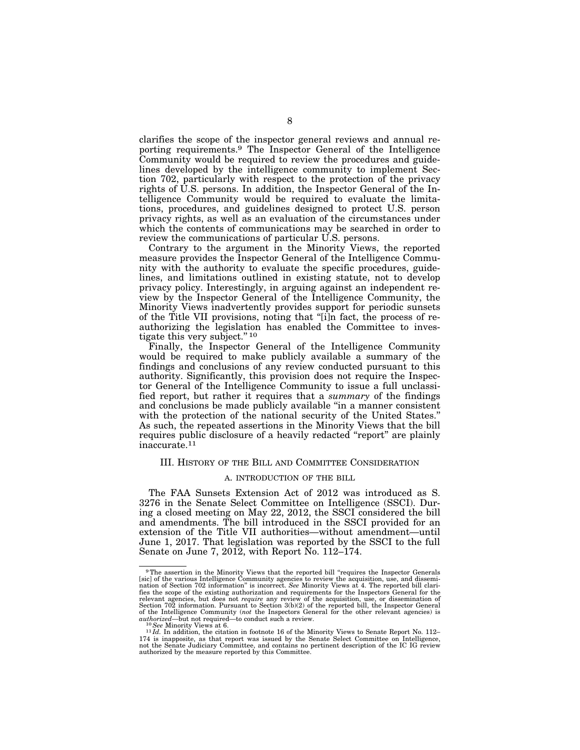clarifies the scope of the inspector general reviews and annual reporting requirements.[9] The Inspector General of the Intelligence Community would be required to review the procedures and guidelines developed by the intelligence community to implement Section 702, particularly with respect to the protection of the privacy rights of U.S. persons. In addition, the Inspector General of the Intelligence Community would be required to evaluate the limitations, procedures, and guidelines designed to protect U.S. person privacy rights, as well as an evaluation of the circumstances under which the contents of communications may be searched in order to review the communications of particular U.S. persons.

Contrary to the argument in the Minority Views, the reported measure provides the Inspector General of the Intelligence Community with the authority to evaluate the specific procedures, guidelines, and limitations outlined in existing statute, not to develop privacy policy. Interestingly, in arguing against an independent review by the Inspector General of the Intelligence Community, the Minority Views inadvertently provides support for periodic sunsets of the Title VII provisions, noting that "[i]n fact, the process of reauthorizing the legislation has enabled the Committee to investigate this very subject."[10]

Finally, the Inspector General of the Intelligence Community would be required to make publicly available a summary of the findings and conclusions of any review conducted pursuant to this authority. Significantly, this provision does not require the Inspector General of the Intelligence Community to issue a full unclassified report, but rather it requires that a *summary* of the findings and conclusions be made publicly available "in a manner consistent with the protection of the national security of the United States." As such, the repeated assertions in the Minority Views that the bill requires public disclosure of a heavily redacted "report" are plainly inaccurate.[11]

## III. History of the Bill and Committee Consideration

### A. Introduction of the Bill

The FAA Sunsets Extension Act of 2012 was introduced as S. 3276 in the Senate Select Committee on Intelligence (SSCI). During a closed meeting on May 22, 2012, the SSCI considered the bill and amendments. The bill introduced in the SSCI provided for an extension of the Title VII authorities—without amendment—until June 1, 2017. That legislation was reported by the SSCI to the full Senate on June 7, 2012, with Report No. 112–174.

---

[9] The assertion in the Minority Views that the reported bill "requires the Inspector Generals [sic] of the various Intelligence Community agencies to review the acquisition, use, and dissemination of Section 702 information" is incorrect. *See* Minority Views at 4. The reported bill clarifies the scope of the existing authorization and requirements for the Inspectors General for the relevant agencies, but does not *require* any review of the acquisition, use, or dissemination of Section 702 information. Pursuant to Section 3(b)(2) of the reported bill, the Inspector General of the Intelligence Community (*not* the Inspectors General for the other relevant agencies) is *authorized*—but not required—to conduct such a review.

[10] *See* Minority Views at 6.

[11] *Id.* In addition, the citation in footnote 16 of the Minority Views to Senate Report No. 112–174 is inapposite, as that report was issued by the Senate Select Committee on Intelligence, not the Senate Judiciary Committee, and contains no pertinent description of the IC IG review authorized by the measure reported by this Committee.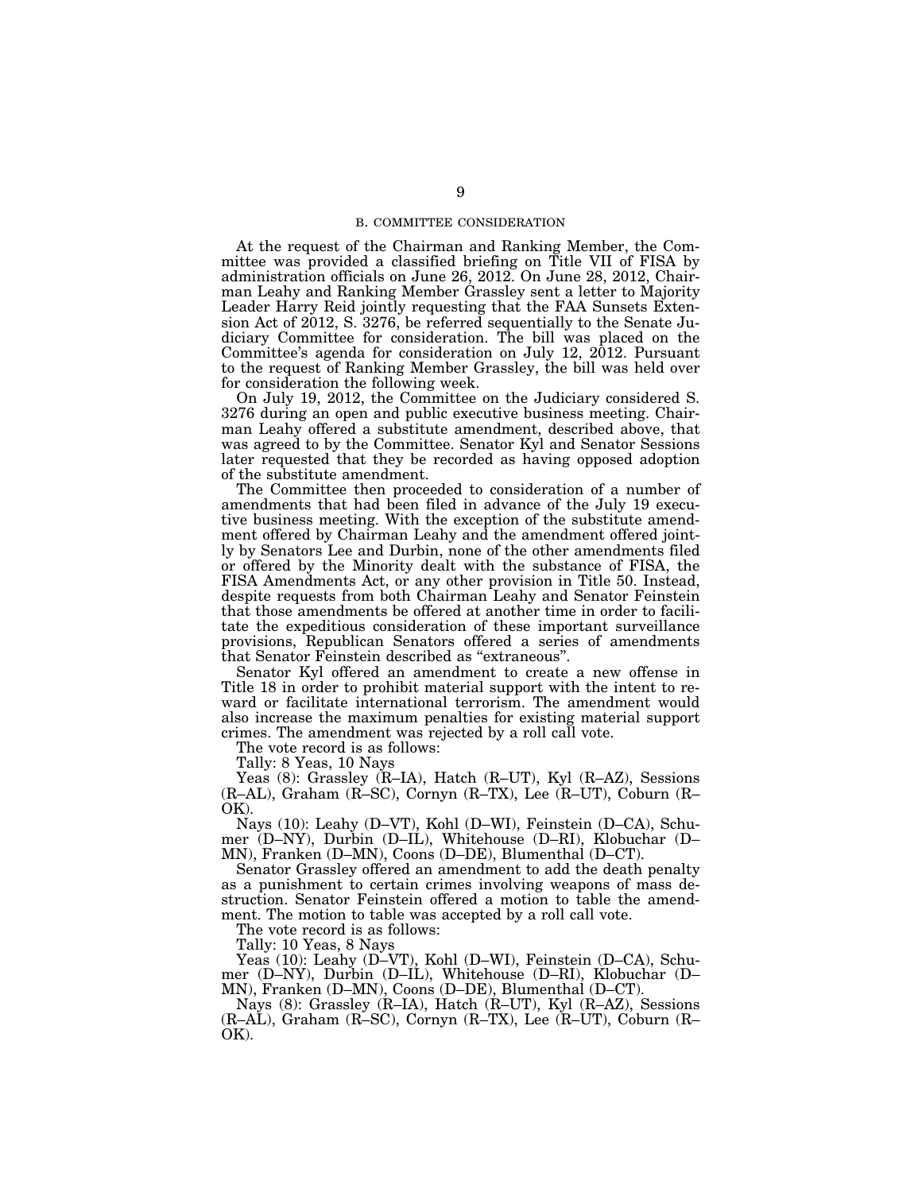## B. COMMITTEE CONSIDERATION

At the request of the Chairman and Ranking Member, the Committee was provided a classified briefing on Title VII of FISA by administration officials on June 26, 2012. On June 28, 2012, Chairman Leahy and Ranking Member Grassley sent a letter to Majority Leader Harry Reid jointly requesting that the FAA Sunsets Extension Act of 2012, S. 3276, be referred sequentially to the Senate Judiciary Committee for consideration. The bill was placed on the Committee's agenda for consideration on July 12, 2012. Pursuant to the request of Ranking Member Grassley, the bill was held over for consideration the following week.

On July 19, 2012, the Committee on the Judiciary considered S. 3276 during an open and public executive business meeting. Chairman Leahy offered a substitute amendment, described above, that was agreed to by the Committee. Senator Kyl and Senator Sessions later requested that they be recorded as having opposed adoption of the substitute amendment.

The Committee then proceeded to consideration of a number of amendments that had been filed in advance of the July 19 executive business meeting. With the exception of the substitute amendment offered by Chairman Leahy and the amendment offered jointly by Senators Lee and Durbin, none of the other amendments filed or offered by the Minority dealt with the substance of FISA, the FISA Amendments Act, or any other provision in Title 50. Instead, despite requests from both Chairman Leahy and Senator Feinstein that those amendments be offered at another time in order to facilitate the expeditious consideration of these important surveillance provisions, Republican Senators offered a series of amendments that Senator Feinstein described as "extraneous".

Senator Kyl offered an amendment to create a new offense in Title 18 in order to prohibit material support with the intent to reward or facilitate international terrorism. The amendment would also increase the maximum penalties for existing material support crimes. The amendment was rejected by a roll call vote.

The vote record is as follows:

Tally: 8 Yeas, 10 Nays

Yeas (8): Grassley (R–IA), Hatch (R–UT), Kyl (R–AZ), Sessions (R–AL), Graham (R–SC), Cornyn (R–TX), Lee (R–UT), Coburn (R–OK).

Nays (10): Leahy (D–VT), Kohl (D–WI), Feinstein (D–CA), Schumer (D–NY), Durbin (D–IL), Whitehouse (D–RI), Klobuchar (D–MN), Franken (D–MN), Coons (D–DE), Blumenthal (D–CT).

Senator Grassley offered an amendment to add the death penalty as a punishment to certain crimes involving weapons of mass destruction. Senator Feinstein offered a motion to table the amendment. The motion to table was accepted by a roll call vote.

The vote record is as follows:

Tally: 10 Yeas, 8 Nays

Yeas (10): Leahy (D–VT), Kohl (D–WI), Feinstein (D–CA), Schumer (D–NY), Durbin (D–IL), Whitehouse (D–RI), Klobuchar (D–MN), Franken (D–MN), Coons (D–DE), Blumenthal (D–CT).

Nays (8): Grassley (R–IA), Hatch (R–UT), Kyl (R–AZ), Sessions (R–AL), Graham (R–SC), Cornyn (R–TX), Lee (R–UT), Coburn (R–OK).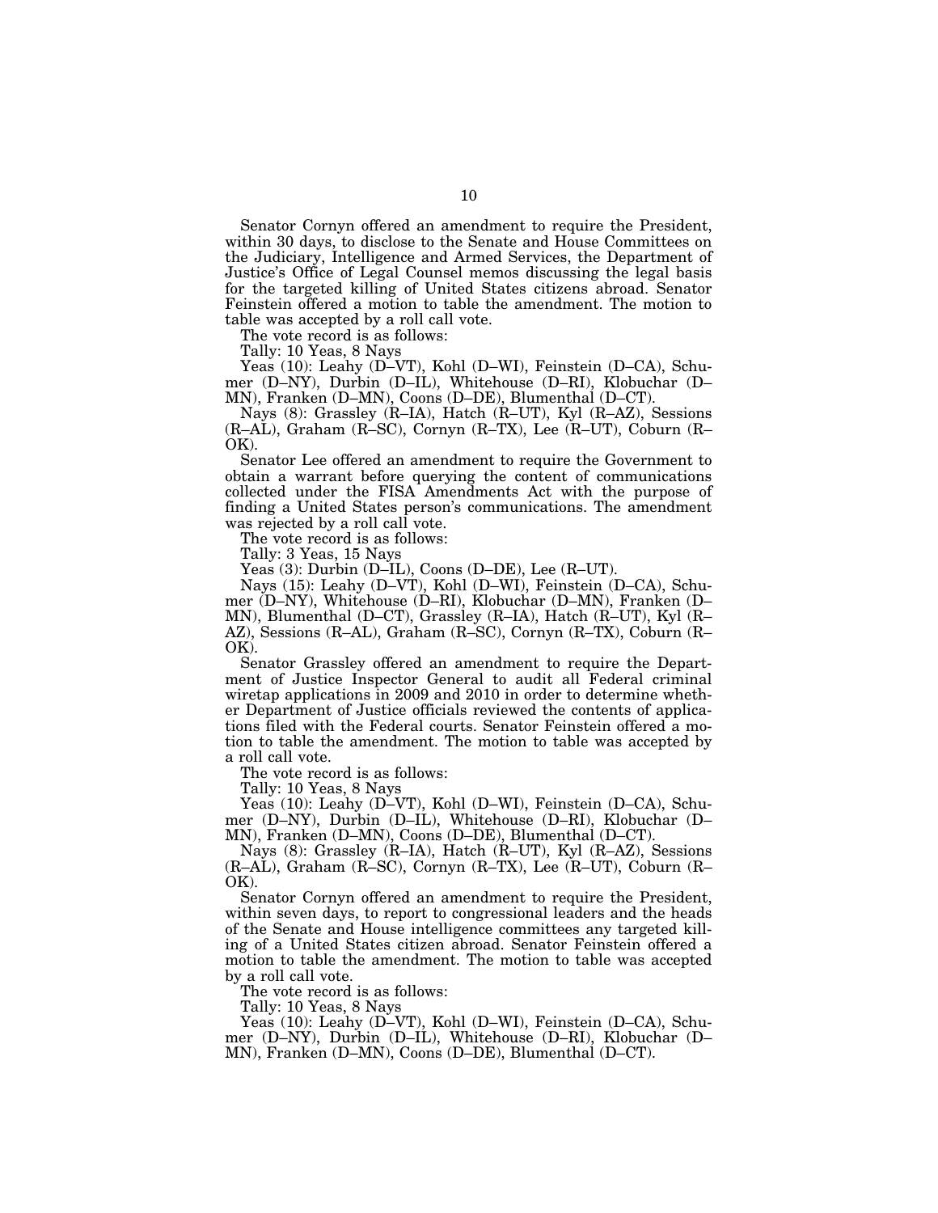Senator Cornyn offered an amendment to require the President, within 30 days, to disclose to the Senate and House Committees on the Judiciary, Intelligence and Armed Services, the Department of Justice's Office of Legal Counsel memos discussing the legal basis for the targeted killing of United States citizens abroad. Senator Feinstein offered a motion to table the amendment. The motion to table was accepted by a roll call vote.

The vote record is as follows:

Tally: 10 Yeas, 8 Nays

Yeas (10): Leahy (D–VT), Kohl (D–WI), Feinstein (D–CA), Schumer (D–NY), Durbin (D–IL), Whitehouse (D–RI), Klobuchar (D–MN), Franken (D–MN), Coons (D–DE), Blumenthal (D–CT).

Nays (8): Grassley (R–IA), Hatch (R–UT), Kyl (R–AZ), Sessions (R–AL), Graham (R–SC), Cornyn (R–TX), Lee (R–UT), Coburn (R–OK).

Senator Lee offered an amendment to require the Government to obtain a warrant before querying the content of communications collected under the FISA Amendments Act with the purpose of finding a United States person's communications. The amendment was rejected by a roll call vote.

The vote record is as follows:

Tally: 3 Yeas, 15 Nays

Yeas (3): Durbin (D–IL), Coons (D–DE), Lee (R–UT).

Nays (15): Leahy (D–VT), Kohl (D–WI), Feinstein (D–CA), Schumer (D–NY), Whitehouse (D–RI), Klobuchar (D–MN), Franken (D–MN), Blumenthal (D–CT), Grassley (R–IA), Hatch (R–UT), Kyl (R–AZ), Sessions (R–AL), Graham (R–SC), Cornyn (R–TX), Coburn (R–OK).

Senator Grassley offered an amendment to require the Department of Justice Inspector General to audit all Federal criminal wiretap applications in 2009 and 2010 in order to determine whether Department of Justice officials reviewed the contents of applications filed with the Federal courts. Senator Feinstein offered a motion to table the amendment. The motion to table was accepted by a roll call vote.

The vote record is as follows:

Tally: 10 Yeas, 8 Nays

Yeas (10): Leahy (D–VT), Kohl (D–WI), Feinstein (D–CA), Schumer (D–NY), Durbin (D–IL), Whitehouse (D–RI), Klobuchar (D–MN), Franken (D–MN), Coons (D–DE), Blumenthal (D–CT).

Nays (8): Grassley (R–IA), Hatch (R–UT), Kyl (R–AZ), Sessions (R–AL), Graham (R–SC), Cornyn (R–TX), Lee (R–UT), Coburn (R–OK).

Senator Cornyn offered an amendment to require the President, within seven days, to report to congressional leaders and the heads of the Senate and House intelligence committees any targeted killing of a United States citizen abroad. Senator Feinstein offered a motion to table the amendment. The motion to table was accepted by a roll call vote.

The vote record is as follows:

Tally: 10 Yeas, 8 Nays

Yeas (10): Leahy (D–VT), Kohl (D–WI), Feinstein (D–CA), Schumer (D–NY), Durbin (D–IL), Whitehouse (D–RI), Klobuchar (D–MN), Franken (D–MN), Coons (D–DE), Blumenthal (D–CT).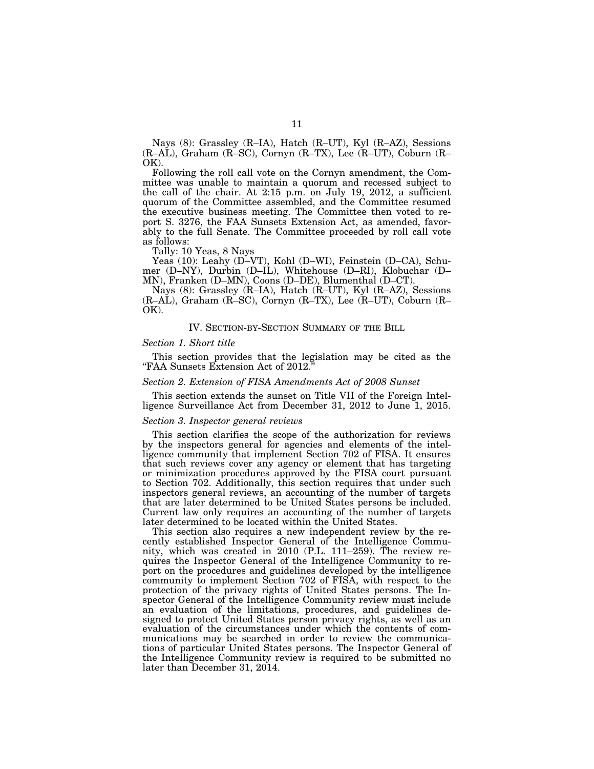Nays (8): Grassley (R–IA), Hatch (R–UT), Kyl (R–AZ), Sessions (R–AL), Graham (R–SC), Cornyn (R–TX), Lee (R–UT), Coburn (R–OK).

Following the roll call vote on the Cornyn amendment, the Committee was unable to maintain a quorum and recessed subject to the call of the chair. At 2:15 p.m. on July 19, 2012, a sufficient quorum of the Committee assembled, and the Committee resumed the executive business meeting. The Committee then voted to report S. 3276, the FAA Sunsets Extension Act, as amended, favorably to the full Senate. The Committee proceeded by roll call vote as follows:

Tally: 10 Yeas, 8 Nays

Yeas (10): Leahy (D–VT), Kohl (D–WI), Feinstein (D–CA), Schumer (D–NY), Durbin (D–IL), Whitehouse (D–RI), Klobuchar (D–MN), Franken (D–MN), Coons (D–DE), Blumenthal (D–CT).

Nays (8): Grassley (R–IA), Hatch (R–UT), Kyl (R–AZ), Sessions (R–AL), Graham (R–SC), Cornyn (R–TX), Lee (R–UT), Coburn (R–OK).

## IV. Section-by-Section Summary of the Bill

### *Section 1. Short title*

This section provides that the legislation may be cited as the "FAA Sunsets Extension Act of 2012."

### *Section 2. Extension of FISA Amendments Act of 2008 Sunset*

This section extends the sunset on Title VII of the Foreign Intelligence Surveillance Act from December 31, 2012 to June 1, 2015.

### *Section 3. Inspector general reviews*

This section clarifies the scope of the authorization for reviews by the inspectors general for agencies and elements of the intelligence community that implement Section 702 of FISA. It ensures that such reviews cover any agency or element that has targeting or minimization procedures approved by the FISA court pursuant to Section 702. Additionally, this section requires that under such inspectors general reviews, an accounting of the number of targets that are later determined to be United States persons be included. Current law only requires an accounting of the number of targets later determined to be located within the United States.

This section also requires a new independent review by the recently established Inspector General of the Intelligence Community, which was created in 2010 (P.L. 111–259). The review requires the Inspector General of the Intelligence Community to report on the procedures and guidelines developed by the intelligence community to implement Section 702 of FISA, with respect to the protection of the privacy rights of United States persons. The Inspector General of the Intelligence Community review must include an evaluation of the limitations, procedures, and guidelines designed to protect United States person privacy rights, as well as an evaluation of the circumstances under which the contents of communications may be searched in order to review the communications of particular United States persons. The Inspector General of the Intelligence Community review is required to be submitted no later than December 31, 2014.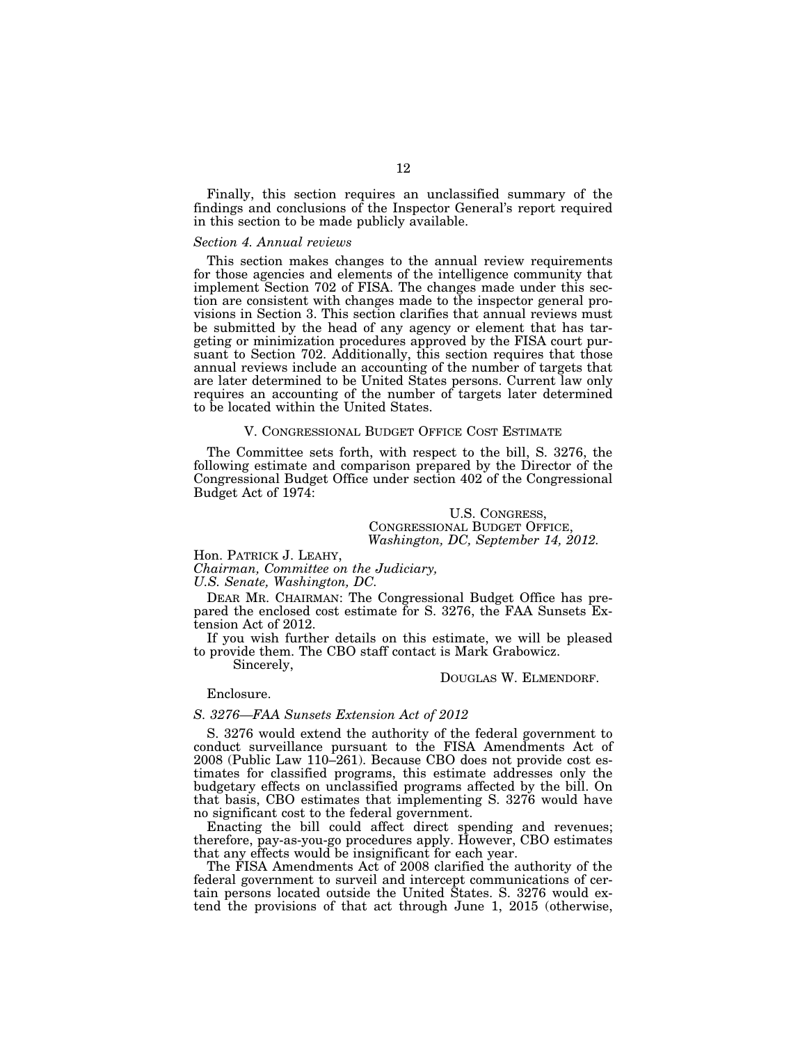Finally, this section requires an unclassified summary of the findings and conclusions of the Inspector General's report required in this section to be made publicly available.

*Section 4. Annual reviews*

This section makes changes to the annual review requirements for those agencies and elements of the intelligence community that implement Section 702 of FISA. The changes made under this section are consistent with changes made to the inspector general provisions in Section 3. This section clarifies that annual reviews must be submitted by the head of any agency or element that has targeting or minimization procedures approved by the FISA court pursuant to Section 702. Additionally, this section requires that those annual reviews include an accounting of the number of targets that are later determined to be United States persons. Current law only requires an accounting of the number of targets later determined to be located within the United States.

## V. CONGRESSIONAL BUDGET OFFICE COST ESTIMATE

The Committee sets forth, with respect to the bill, S. 3276, the following estimate and comparison prepared by the Director of the Congressional Budget Office under section 402 of the Congressional Budget Act of 1974:

U.S. CONGRESS,
CONGRESSIONAL BUDGET OFFICE,
*Washington, DC, September 14, 2012.*

Hon. PATRICK J. LEAHY,
*Chairman, Committee on the Judiciary,*
*U.S. Senate, Washington, DC.*

DEAR MR. CHAIRMAN: The Congressional Budget Office has prepared the enclosed cost estimate for S. 3276, the FAA Sunsets Extension Act of 2012.

If you wish further details on this estimate, we will be pleased to provide them. The CBO staff contact is Mark Grabowicz.

Sincerely,

DOUGLAS W. ELMENDORF.

Enclosure.

*S. 3276—FAA Sunsets Extension Act of 2012*

S. 3276 would extend the authority of the federal government to conduct surveillance pursuant to the FISA Amendments Act of 2008 (Public Law 110–261). Because CBO does not provide cost estimates for classified programs, this estimate addresses only the budgetary effects on unclassified programs affected by the bill. On that basis, CBO estimates that implementing S. 3276 would have no significant cost to the federal government.

Enacting the bill could affect direct spending and revenues; therefore, pay-as-you-go procedures apply. However, CBO estimates that any effects would be insignificant for each year.

The FISA Amendments Act of 2008 clarified the authority of the federal government to surveil and intercept communications of certain persons located outside the United States. S. 3276 would extend the provisions of that act through June 1, 2015 (otherwise,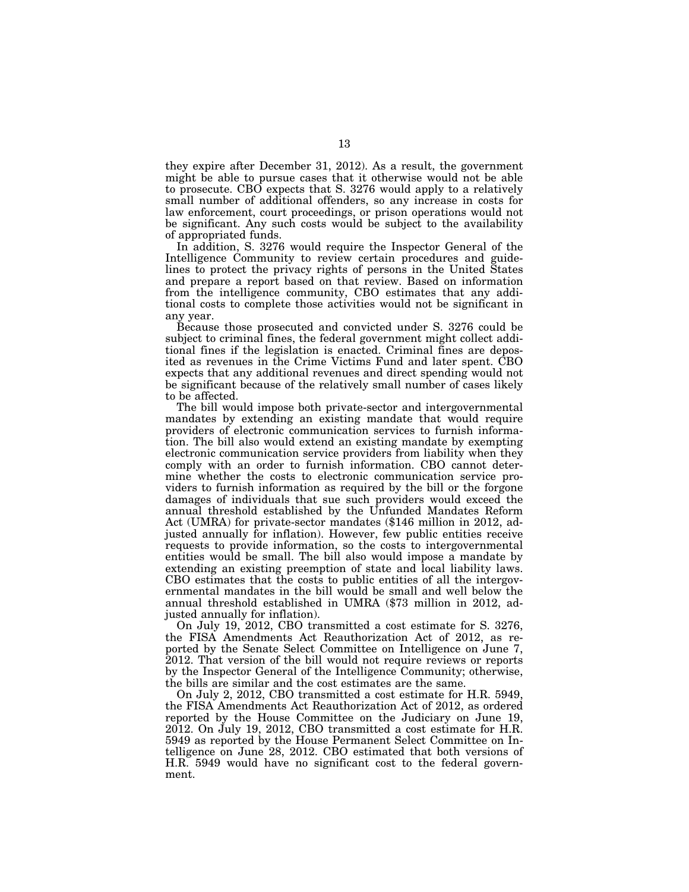they expire after December 31, 2012). As a result, the government might be able to pursue cases that it otherwise would not be able to prosecute. CBO expects that S. 3276 would apply to a relatively small number of additional offenders, so any increase in costs for law enforcement, court proceedings, or prison operations would not be significant. Any such costs would be subject to the availability of appropriated funds.

In addition, S. 3276 would require the Inspector General of the Intelligence Community to review certain procedures and guidelines to protect the privacy rights of persons in the United States and prepare a report based on that review. Based on information from the intelligence community, CBO estimates that any additional costs to complete those activities would not be significant in any year.

Because those prosecuted and convicted under S. 3276 could be subject to criminal fines, the federal government might collect additional fines if the legislation is enacted. Criminal fines are deposited as revenues in the Crime Victims Fund and later spent. CBO expects that any additional revenues and direct spending would not be significant because of the relatively small number of cases likely to be affected.

The bill would impose both private-sector and intergovernmental mandates by extending an existing mandate that would require providers of electronic communication services to furnish information. The bill also would extend an existing mandate by exempting electronic communication service providers from liability when they comply with an order to furnish information. CBO cannot determine whether the costs to electronic communication service providers to furnish information as required by the bill or the forgone damages of individuals that sue such providers would exceed the annual threshold established by the Unfunded Mandates Reform Act (UMRA) for private-sector mandates ($146 million in 2012, adjusted annually for inflation). However, few public entities receive requests to provide information, so the costs to intergovernmental entities would be small. The bill also would impose a mandate by extending an existing preemption of state and local liability laws. CBO estimates that the costs to public entities of all the intergovernmental mandates in the bill would be small and well below the annual threshold established in UMRA ($73 million in 2012, adjusted annually for inflation).

On July 19, 2012, CBO transmitted a cost estimate for S. 3276, the FISA Amendments Act Reauthorization Act of 2012, as reported by the Senate Select Committee on Intelligence on June 7, 2012. That version of the bill would not require reviews or reports by the Inspector General of the Intelligence Community; otherwise, the bills are similar and the cost estimates are the same.

On July 2, 2012, CBO transmitted a cost estimate for H.R. 5949, the FISA Amendments Act Reauthorization Act of 2012, as ordered reported by the House Committee on the Judiciary on June 19, 2012. On July 19, 2012, CBO transmitted a cost estimate for H.R. 5949 as reported by the House Permanent Select Committee on Intelligence on June 28, 2012. CBO estimated that both versions of H.R. 5949 would have no significant cost to the federal government.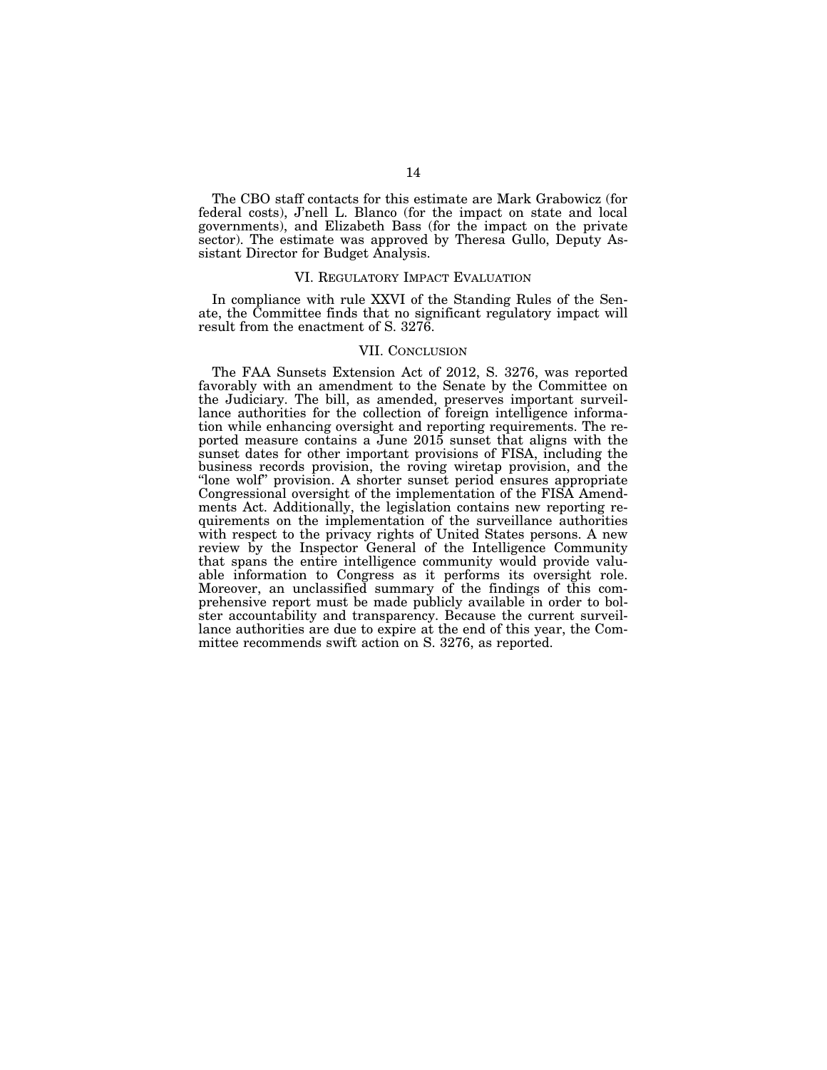The CBO staff contacts for this estimate are Mark Grabowicz (for federal costs), J'nell L. Blanco (for the impact on state and local governments), and Elizabeth Bass (for the impact on the private sector). The estimate was approved by Theresa Gullo, Deputy Assistant Director for Budget Analysis.

## VI. Regulatory Impact Evaluation

In compliance with rule XXVI of the Standing Rules of the Senate, the Committee finds that no significant regulatory impact will result from the enactment of S. 3276.

## VII. Conclusion

The FAA Sunsets Extension Act of 2012, S. 3276, was reported favorably with an amendment to the Senate by the Committee on the Judiciary. The bill, as amended, preserves important surveillance authorities for the collection of foreign intelligence information while enhancing oversight and reporting requirements. The reported measure contains a June 2015 sunset that aligns with the sunset dates for other important provisions of FISA, including the business records provision, the roving wiretap provision, and the "lone wolf" provision. A shorter sunset period ensures appropriate Congressional oversight of the implementation of the FISA Amendments Act. Additionally, the legislation contains new reporting requirements on the implementation of the surveillance authorities with respect to the privacy rights of United States persons. A new review by the Inspector General of the Intelligence Community that spans the entire intelligence community would provide valuable information to Congress as it performs its oversight role. Moreover, an unclassified summary of the findings of this comprehensive report must be made publicly available in order to bolster accountability and transparency. Because the current surveillance authorities are due to expire at the end of this year, the Committee recommends swift action on S. 3276, as reported.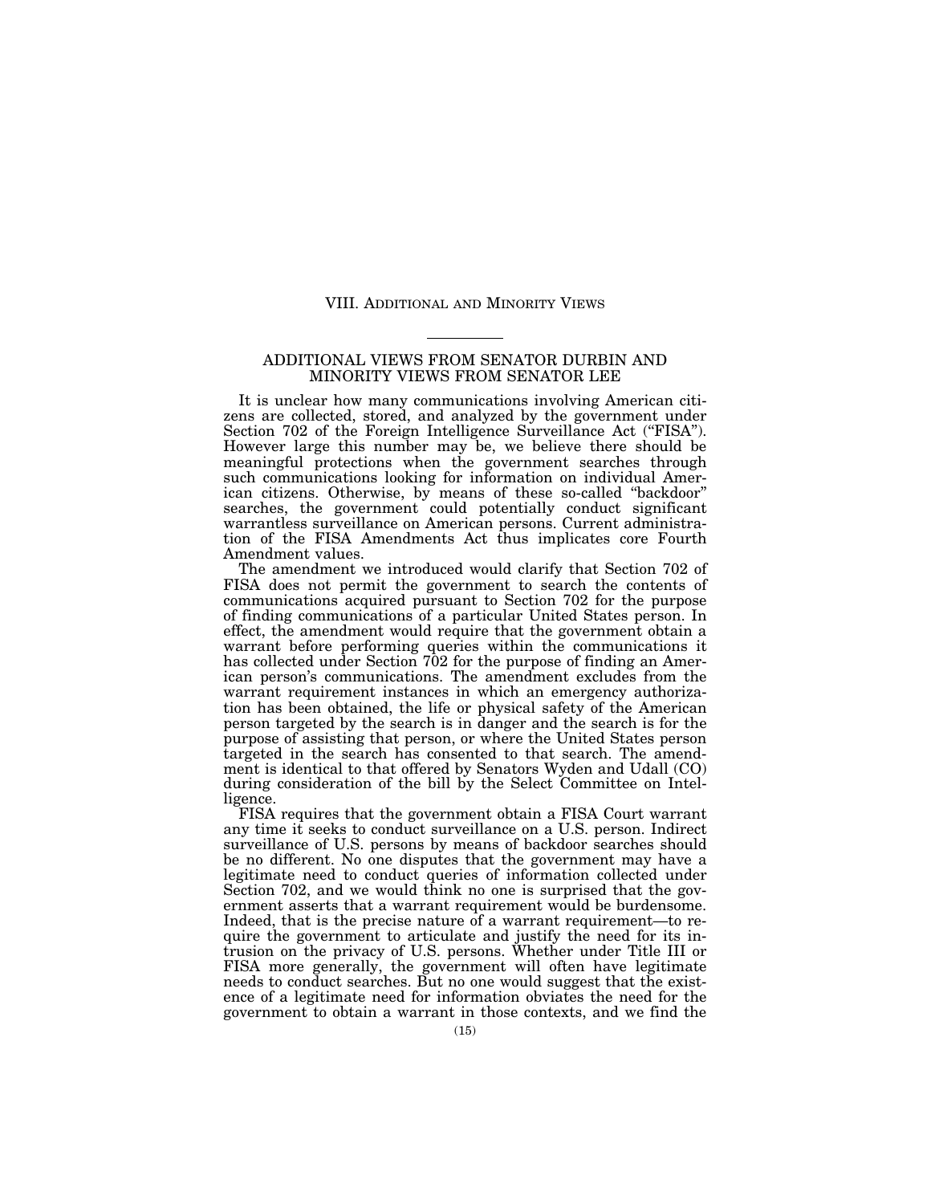# VIII. Additional and Minority Views

## ADDITIONAL VIEWS FROM SENATOR DURBIN AND MINORITY VIEWS FROM SENATOR LEE

It is unclear how many communications involving American citizens are collected, stored, and analyzed by the government under Section 702 of the Foreign Intelligence Surveillance Act ("FISA"). However large this number may be, we believe there should be meaningful protections when the government searches through such communications looking for information on individual American citizens. Otherwise, by means of these so-called "backdoor" searches, the government could potentially conduct significant warrantless surveillance on American persons. Current administration of the FISA Amendments Act thus implicates core Fourth Amendment values.

The amendment we introduced would clarify that Section 702 of FISA does not permit the government to search the contents of communications acquired pursuant to Section 702 for the purpose of finding communications of a particular United States person. In effect, the amendment would require that the government obtain a warrant before performing queries within the communications it has collected under Section 702 for the purpose of finding an American person's communications. The amendment excludes from the warrant requirement instances in which an emergency authorization has been obtained, the life or physical safety of the American person targeted by the search is in danger and the search is for the purpose of assisting that person, or where the United States person targeted in the search has consented to that search. The amendment is identical to that offered by Senators Wyden and Udall (CO) during consideration of the bill by the Select Committee on Intelligence.

FISA requires that the government obtain a FISA Court warrant any time it seeks to conduct surveillance on a U.S. person. Indirect surveillance of U.S. persons by means of backdoor searches should be no different. No one disputes that the government may have a legitimate need to conduct queries of information collected under Section 702, and we would think no one is surprised that the government asserts that a warrant requirement would be burdensome. Indeed, that is the precise nature of a warrant requirement—to require the government to articulate and justify the need for its intrusion on the privacy of U.S. persons. Whether under Title III or FISA more generally, the government will often have legitimate needs to conduct searches. But no one would suggest that the existence of a legitimate need for information obviates the need for the government to obtain a warrant in those contexts, and we find the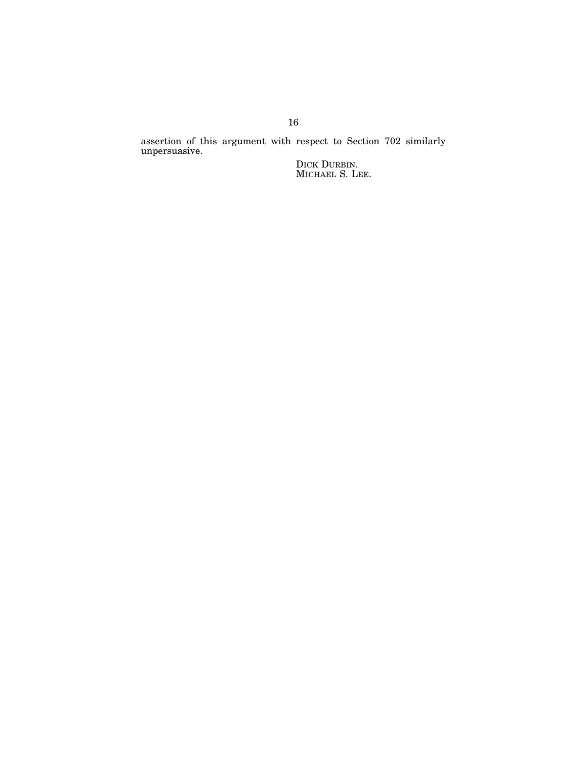assertion of this argument with respect to Section 702 similarly unpersuasive.

DICK DURBIN.
MICHAEL S. LEE.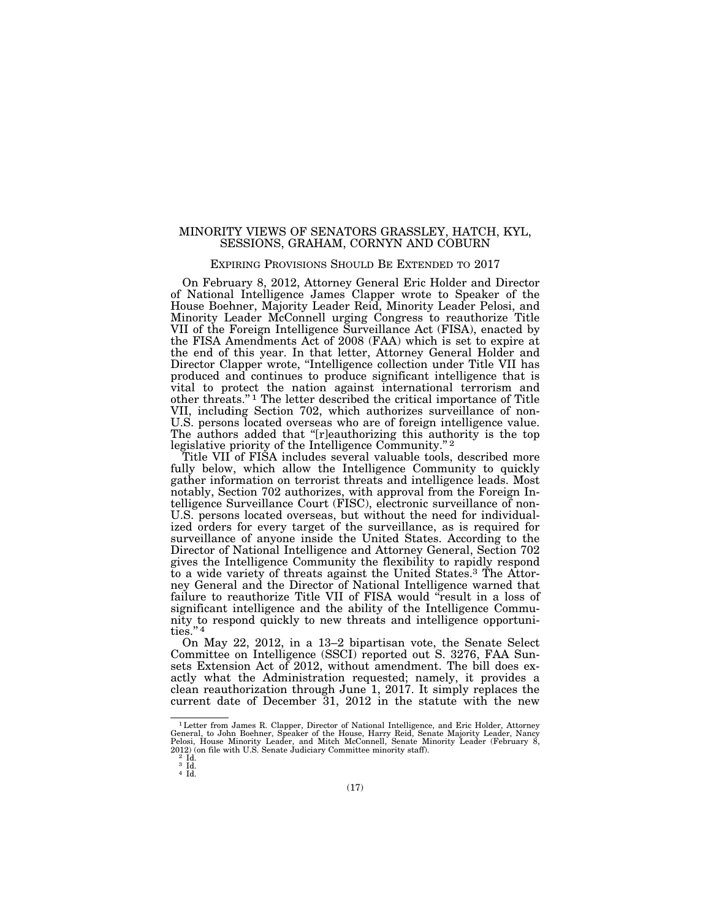# MINORITY VIEWS OF SENATORS GRASSLEY, HATCH, KYL, SESSIONS, GRAHAM, CORNYN AND COBURN

## EXPIRING PROVISIONS SHOULD BE EXTENDED TO 2017

On February 8, 2012, Attorney General Eric Holder and Director of National Intelligence James Clapper wrote to Speaker of the House Boehner, Majority Leader Reid, Minority Leader Pelosi, and Minority Leader McConnell urging Congress to reauthorize Title VII of the Foreign Intelligence Surveillance Act (FISA), enacted by the FISA Amendments Act of 2008 (FAA) which is set to expire at the end of this year. In that letter, Attorney General Holder and Director Clapper wrote, "Intelligence collection under Title VII has produced and continues to produce significant intelligence that is vital to protect the nation against international terrorism and other threats." [1] The letter described the critical importance of Title VII, including Section 702, which authorizes surveillance of non-U.S. persons located overseas who are of foreign intelligence value. The authors added that "[r]eauthorizing this authority is the top legislative priority of the Intelligence Community." [2]

Title VII of FISA includes several valuable tools, described more fully below, which allow the Intelligence Community to quickly gather information on terrorist threats and intelligence leads. Most notably, Section 702 authorizes, with approval from the Foreign Intelligence Surveillance Court (FISC), electronic surveillance of non-U.S. persons located overseas, but without the need for individualized orders for every target of the surveillance, as is required for surveillance of anyone inside the United States. According to the Director of National Intelligence and Attorney General, Section 702 gives the Intelligence Community the flexibility to rapidly respond to a wide variety of threats against the United States.[3] The Attorney General and the Director of National Intelligence warned that failure to reauthorize Title VII of FISA would "result in a loss of significant intelligence and the ability of the Intelligence Community to respond quickly to new threats and intelligence opportunities." [4]

On May 22, 2012, in a 13–2 bipartisan vote, the Senate Select Committee on Intelligence (SSCI) reported out S. 3276, FAA Sunsets Extension Act of 2012, without amendment. The bill does exactly what the Administration requested; namely, it provides a clean reauthorization through June 1, 2017. It simply replaces the current date of December 31, 2012 in the statute with the new

---

[1] Letter from James R. Clapper, Director of National Intelligence, and Eric Holder, Attorney General, to John Boehner, Speaker of the House, Harry Reid, Senate Majority Leader, Nancy Pelosi, House Minority Leader, and Mitch McConnell, Senate Minority Leader (February 8, 2012) (on file with U.S. Senate Judiciary Committee minority staff).

[2] Id.

[3] Id.

[4] Id.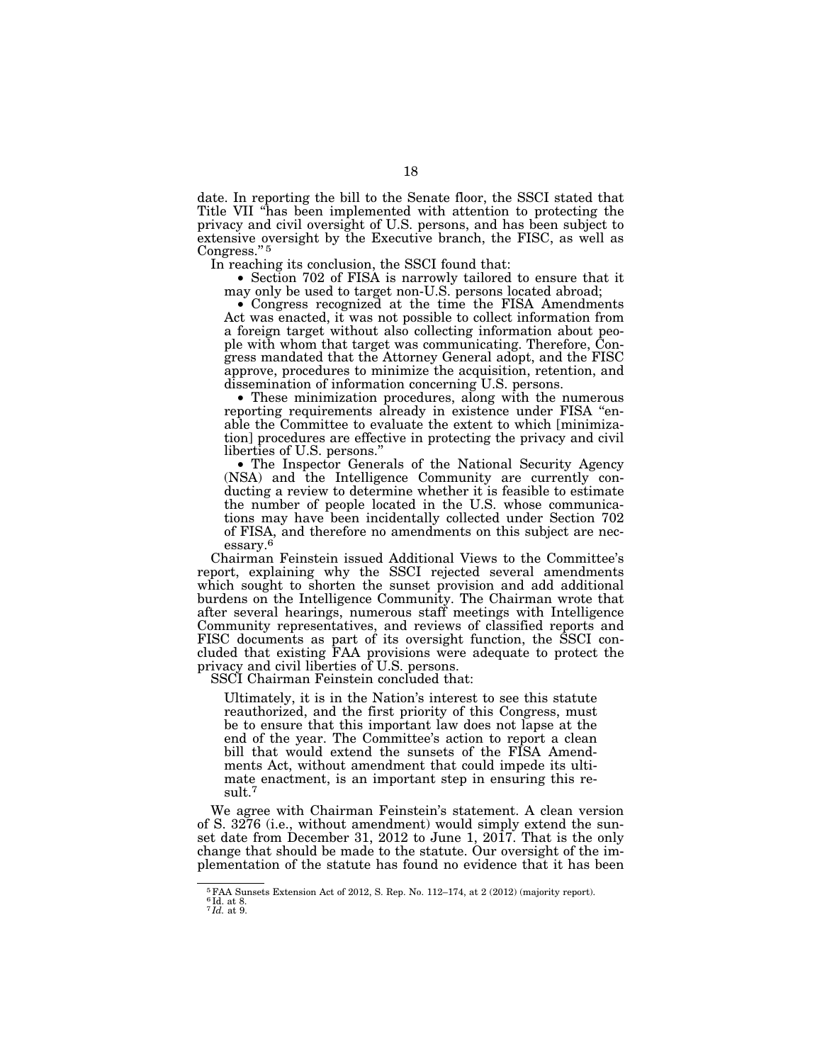date. In reporting the bill to the Senate floor, the SSCI stated that Title VII "has been implemented with attention to protecting the privacy and civil oversight of U.S. persons, and has been subject to extensive oversight by the Executive branch, the FISC, as well as Congress."[5]

In reaching its conclusion, the SSCI found that:

- Section 702 of FISA is narrowly tailored to ensure that it may only be used to target non-U.S. persons located abroad;
- Congress recognized at the time the FISA Amendments Act was enacted, it was not possible to collect information from a foreign target without also collecting information about people with whom that target was communicating. Therefore, Congress mandated that the Attorney General adopt, and the FISC approve, procedures to minimize the acquisition, retention, and dissemination of information concerning U.S. persons.
- These minimization procedures, along with the numerous reporting requirements already in existence under FISA "enable the Committee to evaluate the extent to which [minimization] procedures are effective in protecting the privacy and civil liberties of U.S. persons."
- The Inspector Generals of the National Security Agency (NSA) and the Intelligence Community are currently conducting a review to determine whether it is feasible to estimate the number of people located in the U.S. whose communications may have been incidentally collected under Section 702 of FISA, and therefore no amendments on this subject are necessary.[6]

Chairman Feinstein issued Additional Views to the Committee's report, explaining why the SSCI rejected several amendments which sought to shorten the sunset provision and add additional burdens on the Intelligence Community. The Chairman wrote that after several hearings, numerous staff meetings with Intelligence Community representatives, and reviews of classified reports and FISC documents as part of its oversight function, the SSCI concluded that existing FAA provisions were adequate to protect the privacy and civil liberties of U.S. persons.

SSCI Chairman Feinstein concluded that:

> Ultimately, it is in the Nation's interest to see this statute reauthorized, and the first priority of this Congress, must be to ensure that this important law does not lapse at the end of the year. The Committee's action to report a clean bill that would extend the sunsets of the FISA Amendments Act, without amendment that could impede its ultimate enactment, is an important step in ensuring this result.[7]

We agree with Chairman Feinstein's statement. A clean version of S. 3276 (i.e., without amendment) would simply extend the sunset date from December 31, 2012 to June 1, 2017. That is the only change that should be made to the statute. Our oversight of the implementation of the statute has found no evidence that it has been

---

[5] FAA Sunsets Extension Act of 2012, S. Rep. No. 112–174, at 2 (2012) (majority report).

[6] Id. at 8.

[7] *Id.* at 9.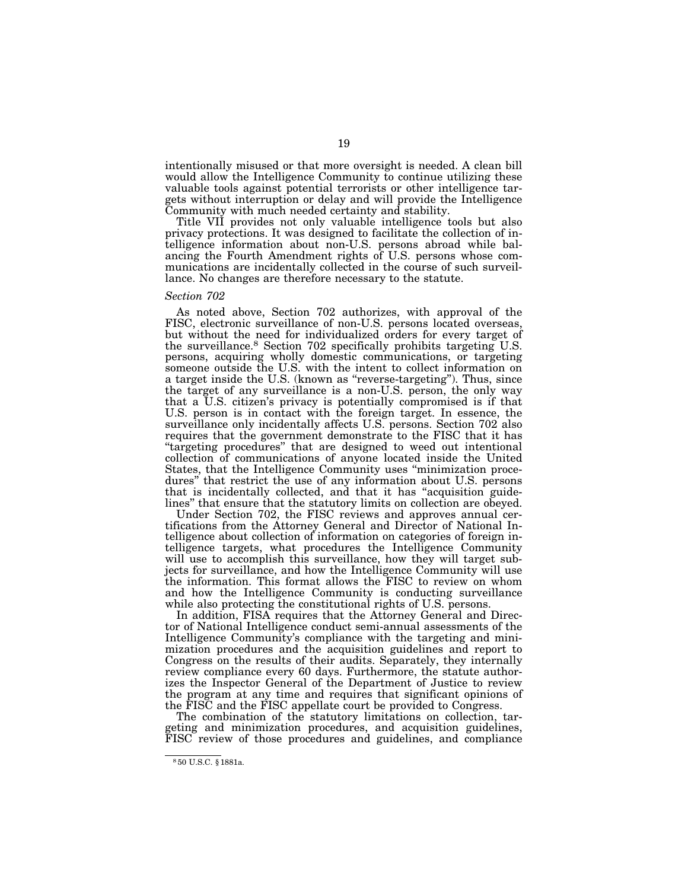intentionally misused or that more oversight is needed. A clean bill would allow the Intelligence Community to continue utilizing these valuable tools against potential terrorists or other intelligence targets without interruption or delay and will provide the Intelligence Community with much needed certainty and stability.

Title VII provides not only valuable intelligence tools but also privacy protections. It was designed to facilitate the collection of intelligence information about non-U.S. persons abroad while balancing the Fourth Amendment rights of U.S. persons whose communications are incidentally collected in the course of such surveillance. No changes are therefore necessary to the statute.

*Section 702*

As noted above, Section 702 authorizes, with approval of the FISC, electronic surveillance of non-U.S. persons located overseas, but without the need for individualized orders for every target of the surveillance.[8] Section 702 specifically prohibits targeting U.S. persons, acquiring wholly domestic communications, or targeting someone outside the U.S. with the intent to collect information on a target inside the U.S. (known as "reverse-targeting"). Thus, since the target of any surveillance is a non-U.S. person, the only way that a U.S. citizen's privacy is potentially compromised is if that U.S. person is in contact with the foreign target. In essence, the surveillance only incidentally affects U.S. persons. Section 702 also requires that the government demonstrate to the FISC that it has "targeting procedures" that are designed to weed out intentional collection of communications of anyone located inside the United States, that the Intelligence Community uses "minimization procedures" that restrict the use of any information about U.S. persons that is incidentally collected, and that it has "acquisition guidelines" that ensure that the statutory limits on collection are obeyed.

Under Section 702, the FISC reviews and approves annual certifications from the Attorney General and Director of National Intelligence about collection of information on categories of foreign intelligence targets, what procedures the Intelligence Community will use to accomplish this surveillance, how they will target subjects for surveillance, and how the Intelligence Community will use the information. This format allows the FISC to review on whom and how the Intelligence Community is conducting surveillance while also protecting the constitutional rights of U.S. persons.

In addition, FISA requires that the Attorney General and Director of National Intelligence conduct semi-annual assessments of the Intelligence Community's compliance with the targeting and minimization procedures and the acquisition guidelines and report to Congress on the results of their audits. Separately, they internally review compliance every 60 days. Furthermore, the statute authorizes the Inspector General of the Department of Justice to review the program at any time and requires that significant opinions of the FISC and the FISC appellate court be provided to Congress.

The combination of the statutory limitations on collection, targeting and minimization procedures, and acquisition guidelines, FISC review of those procedures and guidelines, and compliance

[8] 50 U.S.C. § 1881a.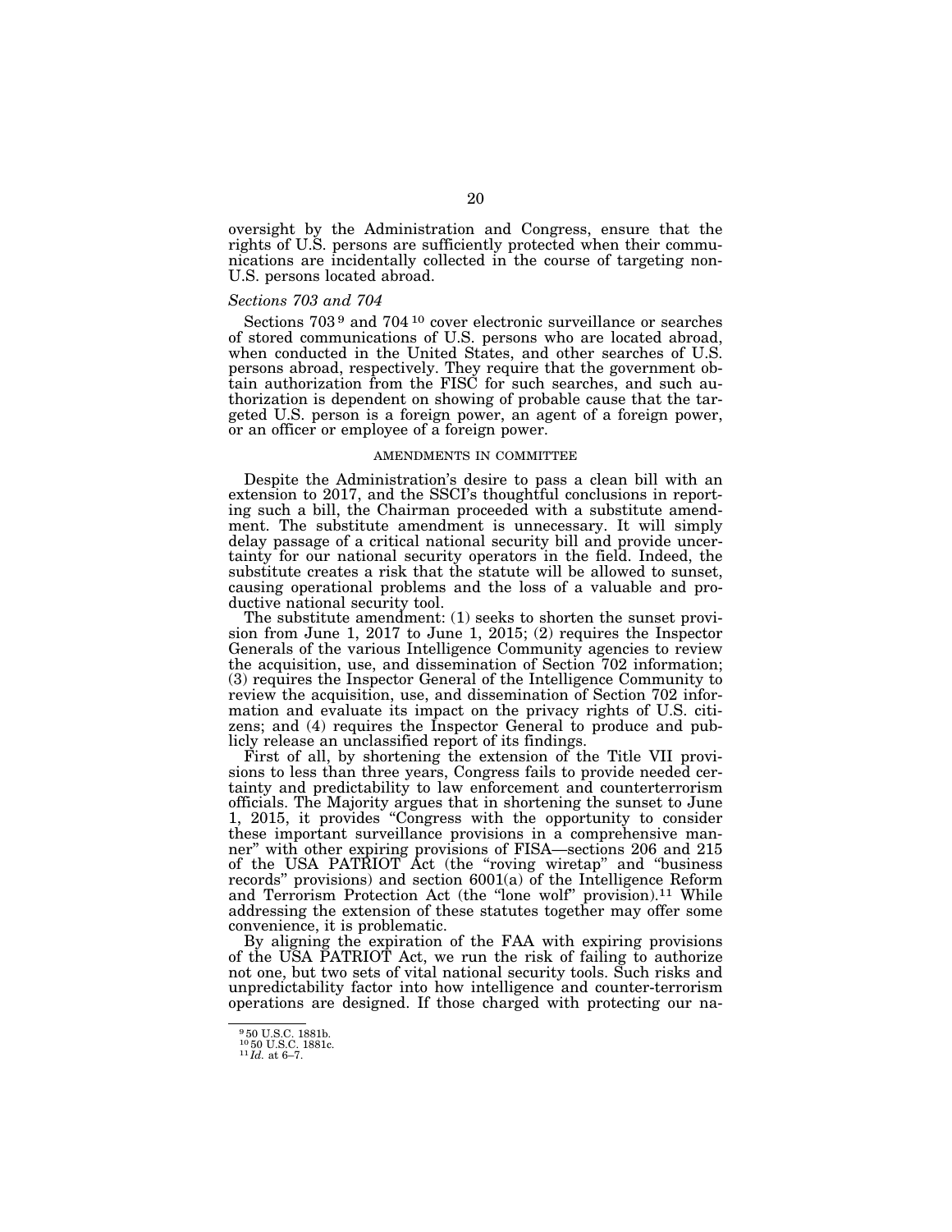oversight by the Administration and Congress, ensure that the rights of U.S. persons are sufficiently protected when their communications are incidentally collected in the course of targeting non-U.S. persons located abroad.

*Sections 703 and 704*

Sections 703[9] and 704[10] cover electronic surveillance or searches of stored communications of U.S. persons who are located abroad, when conducted in the United States, and other searches of U.S. persons abroad, respectively. They require that the government obtain authorization from the FISC for such searches, and such authorization is dependent on showing of probable cause that the targeted U.S. person is a foreign power, an agent of a foreign power, or an officer or employee of a foreign power.

## AMENDMENTS IN COMMITTEE

Despite the Administration's desire to pass a clean bill with an extension to 2017, and the SSCI's thoughtful conclusions in reporting such a bill, the Chairman proceeded with a substitute amendment. The substitute amendment is unnecessary. It will simply delay passage of a critical national security bill and provide uncertainty for our national security operators in the field. Indeed, the substitute creates a risk that the statute will be allowed to sunset, causing operational problems and the loss of a valuable and productive national security tool.

The substitute amendment: (1) seeks to shorten the sunset provision from June 1, 2017 to June 1, 2015; (2) requires the Inspector Generals of the various Intelligence Community agencies to review the acquisition, use, and dissemination of Section 702 information; (3) requires the Inspector General of the Intelligence Community to review the acquisition, use, and dissemination of Section 702 information and evaluate its impact on the privacy rights of U.S. citizens; and (4) requires the Inspector General to produce and publicly release an unclassified report of its findings.

First of all, by shortening the extension of the Title VII provisions to less than three years, Congress fails to provide needed certainty and predictability to law enforcement and counterterrorism officials. The Majority argues that in shortening the sunset to June 1, 2015, it provides "Congress with the opportunity to consider these important surveillance provisions in a comprehensive manner" with other expiring provisions of FISA—sections 206 and 215 of the USA PATRIOT Act (the "roving wiretap" and "business records" provisions) and section 6001(a) of the Intelligence Reform and Terrorism Protection Act (the "lone wolf" provision).[11] While addressing the extension of these statutes together may offer some convenience, it is problematic.

By aligning the expiration of the FAA with expiring provisions of the USA PATRIOT Act, we run the risk of failing to authorize not one, but two sets of vital national security tools. Such risks and unpredictability factor into how intelligence and counter-terrorism operations are designed. If those charged with protecting our na-

---

[9] 50 U.S.C. 1881b.
[10] 50 U.S.C. 1881c.
[11] *Id.* at 6–7.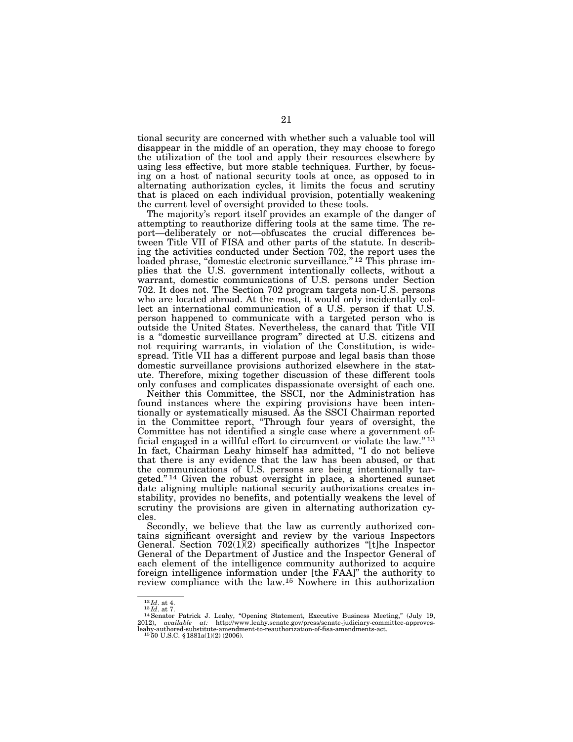tional security are concerned with whether such a valuable tool will disappear in the middle of an operation, they may choose to forego the utilization of the tool and apply their resources elsewhere by using less effective, but more stable techniques. Further, by focusing on a host of national security tools at once, as opposed to in alternating authorization cycles, it limits the focus and scrutiny that is placed on each individual provision, potentially weakening the current level of oversight provided to these tools.

The majority's report itself provides an example of the danger of attempting to reauthorize differing tools at the same time. The report—deliberately or not—obfuscates the crucial differences between Title VII of FISA and other parts of the statute. In describing the activities conducted under Section 702, the report uses the loaded phrase, "domestic electronic surveillance." [12] This phrase implies that the U.S. government intentionally collects, without a warrant, domestic communications of U.S. persons under Section 702. It does not. The Section 702 program targets non-U.S. persons who are located abroad. At the most, it would only incidentally collect an international communication of a U.S. person if that U.S. person happened to communicate with a targeted person who is outside the United States. Nevertheless, the canard that Title VII is a "domestic surveillance program" directed at U.S. citizens and not requiring warrants, in violation of the Constitution, is widespread. Title VII has a different purpose and legal basis than those domestic surveillance provisions authorized elsewhere in the statute. Therefore, mixing together discussion of these different tools only confuses and complicates dispassionate oversight of each one.

Neither this Committee, the SSCI, nor the Administration has found instances where the expiring provisions have been intentionally or systematically misused. As the SSCI Chairman reported in the Committee report, "Through four years of oversight, the Committee has not identified a single case where a government official engaged in a willful effort to circumvent or violate the law." [13] In fact, Chairman Leahy himself has admitted, "I do not believe that there is any evidence that the law has been abused, or that the communications of U.S. persons are being intentionally targeted." [14] Given the robust oversight in place, a shortened sunset date aligning multiple national security authorizations creates instability, provides no benefits, and potentially weakens the level of scrutiny the provisions are given in alternating authorization cycles.

Secondly, we believe that the law as currently authorized contains significant oversight and review by the various Inspectors General. Section 702(1)(2) specifically authorizes "[t]he Inspector General of the Department of Justice and the Inspector General of each element of the intelligence community authorized to acquire foreign intelligence information under [the FAA]" the authority to review compliance with the law.[15] Nowhere in this authorization

---

[12] *Id.* at 4.

[13] *Id.* at 7.

[14] Senator Patrick J. Leahy, "Opening Statement, Executive Business Meeting," (July 19, 2012), *available at:* http://www.leahy.senate.gov/press/senate-judiciary-committee-approves-leahy-authored-substitute-amendment-to-reauthorization-of-fisa-amendments-act.

[15] 50 U.S.C. § 1881a(1)(2) (2006).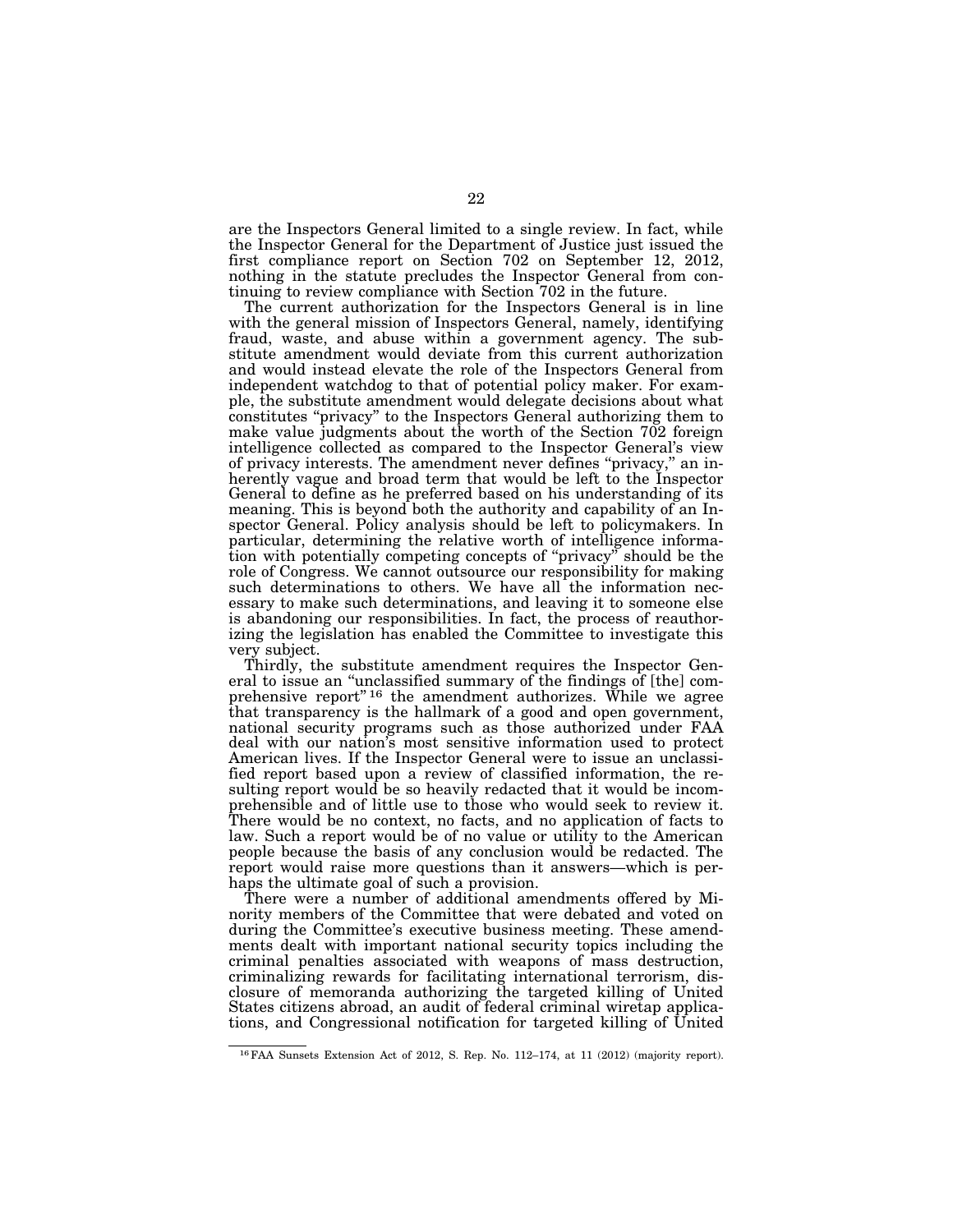are the Inspectors General limited to a single review. In fact, while the Inspector General for the Department of Justice just issued the first compliance report on Section 702 on September 12, 2012, nothing in the statute precludes the Inspector General from continuing to review compliance with Section 702 in the future.

The current authorization for the Inspectors General is in line with the general mission of Inspectors General, namely, identifying fraud, waste, and abuse within a government agency. The substitute amendment would deviate from this current authorization and would instead elevate the role of the Inspectors General from independent watchdog to that of potential policy maker. For example, the substitute amendment would delegate decisions about what constitutes "privacy" to the Inspectors General authorizing them to make value judgments about the worth of the Section 702 foreign intelligence collected as compared to the Inspector General's view of privacy interests. The amendment never defines "privacy," an inherently vague and broad term that would be left to the Inspector General to define as he preferred based on his understanding of its meaning. This is beyond both the authority and capability of an Inspector General. Policy analysis should be left to policymakers. In particular, determining the relative worth of intelligence information with potentially competing concepts of "privacy" should be the role of Congress. We cannot outsource our responsibility for making such determinations to others. We have all the information necessary to make such determinations, and leaving it to someone else is abandoning our responsibilities. In fact, the process of reauthorizing the legislation has enabled the Committee to investigate this very subject.

Thirdly, the substitute amendment requires the Inspector General to issue an "unclassified summary of the findings of [the] comprehensive report"[16] the amendment authorizes. While we agree that transparency is the hallmark of a good and open government, national security programs such as those authorized under FAA deal with our nation's most sensitive information used to protect American lives. If the Inspector General were to issue an unclassified report based upon a review of classified information, the resulting report would be so heavily redacted that it would be incomprehensible and of little use to those who would seek to review it. There would be no context, no facts, and no application of facts to law. Such a report would be of no value or utility to the American people because the basis of any conclusion would be redacted. The report would raise more questions than it answers—which is perhaps the ultimate goal of such a provision.

There were a number of additional amendments offered by Minority members of the Committee that were debated and voted on during the Committee's executive business meeting. These amendments dealt with important national security topics including the criminal penalties associated with weapons of mass destruction, criminalizing rewards for facilitating international terrorism, disclosure of memoranda authorizing the targeted killing of United States citizens abroad, an audit of federal criminal wiretap applications, and Congressional notification for targeted killing of United

---

[16] FAA Sunsets Extension Act of 2012, S. Rep. No. 112–174, at 11 (2012) (majority report).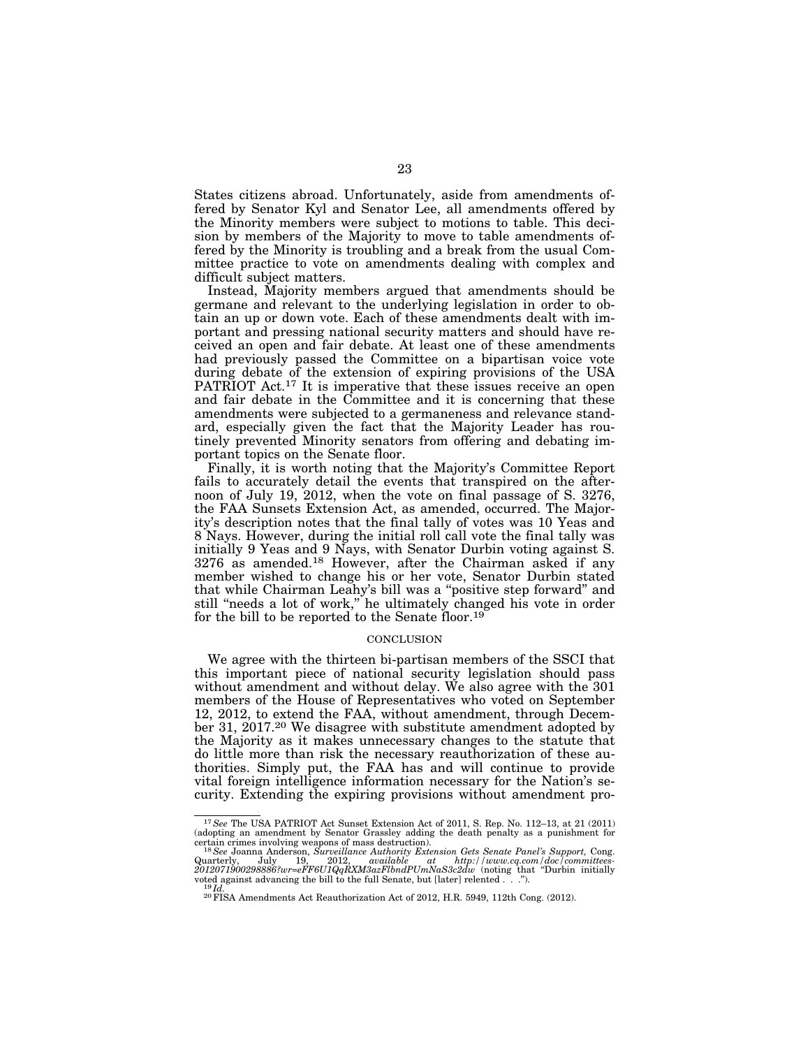States citizens abroad. Unfortunately, aside from amendments offered by Senator Kyl and Senator Lee, all amendments offered by the Minority members were subject to motions to table. This decision by members of the Majority to move to table amendments offered by the Minority is troubling and a break from the usual Committee practice to vote on amendments dealing with complex and difficult subject matters.

Instead, Majority members argued that amendments should be germane and relevant to the underlying legislation in order to obtain an up or down vote. Each of these amendments dealt with important and pressing national security matters and should have received an open and fair debate. At least one of these amendments had previously passed the Committee on a bipartisan voice vote during debate of the extension of expiring provisions of the USA PATRIOT Act.[17] It is imperative that these issues receive an open and fair debate in the Committee and it is concerning that these amendments were subjected to a germaneness and relevance standard, especially given the fact that the Majority Leader has routinely prevented Minority senators from offering and debating important topics on the Senate floor.

Finally, it is worth noting that the Majority's Committee Report fails to accurately detail the events that transpired on the afternoon of July 19, 2012, when the vote on final passage of S. 3276, the FAA Sunsets Extension Act, as amended, occurred. The Majority's description notes that the final tally of votes was 10 Yeas and 8 Nays. However, during the initial roll call vote the final tally was initially 9 Yeas and 9 Nays, with Senator Durbin voting against S. 3276 as amended.[18] However, after the Chairman asked if any member wished to change his or her vote, Senator Durbin stated that while Chairman Leahy's bill was a "positive step forward" and still "needs a lot of work," he ultimately changed his vote in order for the bill to be reported to the Senate floor.[19]

## CONCLUSION

We agree with the thirteen bi-partisan members of the SSCI that this important piece of national security legislation should pass without amendment and without delay. We also agree with the 301 members of the House of Representatives who voted on September 12, 2012, to extend the FAA, without amendment, through December 31, 2017.[20] We disagree with substitute amendment adopted by the Majority as it makes unnecessary changes to the statute that do little more than risk the necessary reauthorization of these authorities. Simply put, the FAA has and will continue to provide vital foreign intelligence information necessary for the Nation's security. Extending the expiring provisions without amendment pro-

---

[17] *See* The USA PATRIOT Act Sunset Extension Act of 2011, S. Rep. No. 112–13, at 21 (2011) (adopting an amendment by Senator Grassley adding the death penalty as a punishment for certain crimes involving weapons of mass destruction).

[18] *See* Joanna Anderson, *Surveillance Authority Extension Gets Senate Panel's Support,* Cong. Quarterly, July 19, 2012, *available at http://www.cq.com/doc/committees-20120719002988867wr=eFF6U1QqRXM3azFlbndPUmNaS3c2dw* (noting that "Durbin initially voted against advancing the bill to the full Senate, but [later] relented . . .").

[19] *Id.*

[20] FISA Amendments Act Reauthorization Act of 2012, H.R. 5949, 112th Cong. (2012).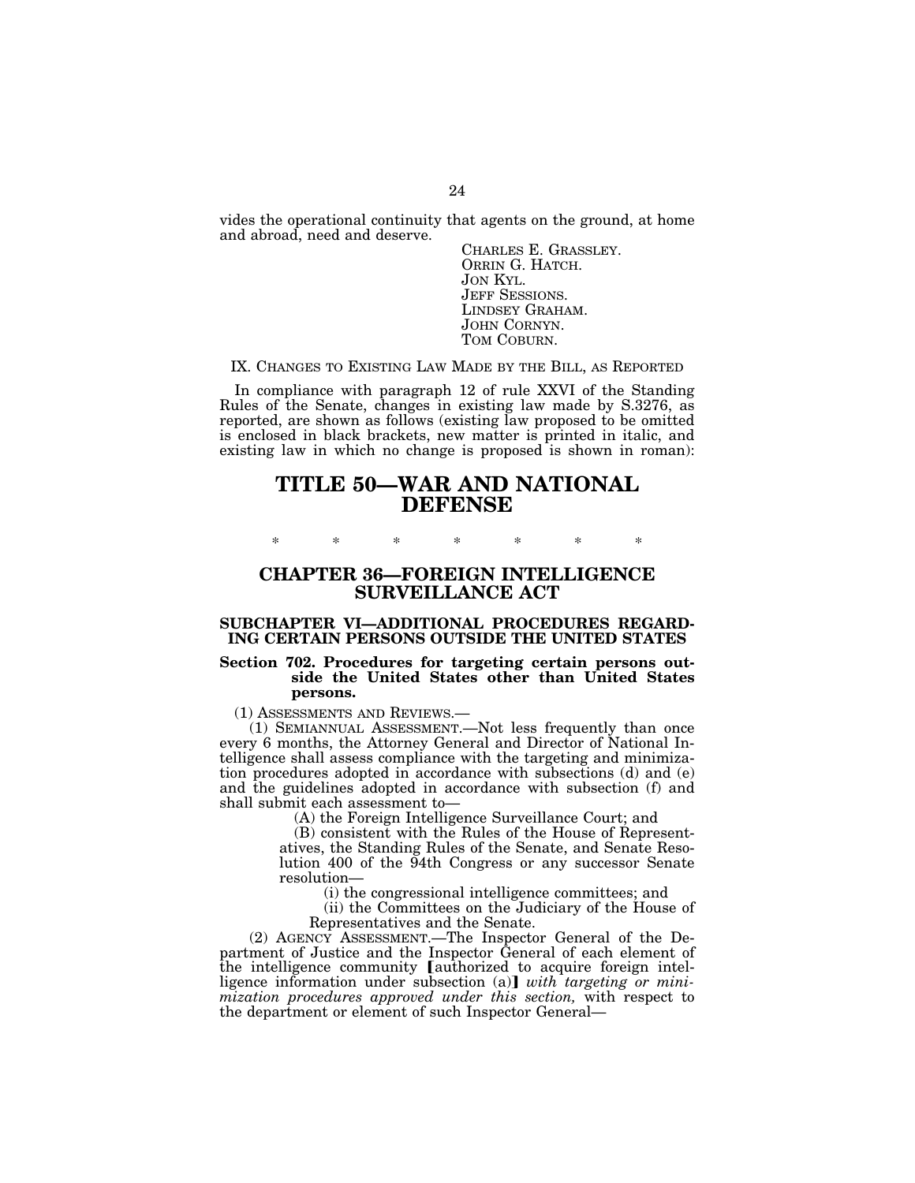vides the operational continuity that agents on the ground, at home and abroad, need and deserve.

CHARLES E. GRASSLEY.
ORRIN G. HATCH.
JON KYL.
JEFF SESSIONS.
LINDSEY GRAHAM.
JOHN CORNYN.
TOM COBURN.

IX. CHANGES TO EXISTING LAW MADE BY THE BILL, AS REPORTED

In compliance with paragraph 12 of rule XXVI of the Standing Rules of the Senate, changes in existing law made by S.3276, as reported, are shown as follows (existing law proposed to be omitted is enclosed in black brackets, new matter is printed in italic, and existing law in which no change is proposed is shown in roman):

# TITLE 50—WAR AND NATIONAL DEFENSE

\* \* \* \* \* \* \*

## CHAPTER 36—FOREIGN INTELLIGENCE SURVEILLANCE ACT

### SUBCHAPTER VI—ADDITIONAL PROCEDURES REGARDING CERTAIN PERSONS OUTSIDE THE UNITED STATES

### Section 702. Procedures for targeting certain persons outside the United States other than United States persons.

(1) ASSESSMENTS AND REVIEWS.—

(1) SEMIANNUAL ASSESSMENT.—Not less frequently than once every 6 months, the Attorney General and Director of National Intelligence shall assess compliance with the targeting and minimization procedures adopted in accordance with subsections (d) and (e) and the guidelines adopted in accordance with subsection (f) and shall submit each assessment to—

(A) the Foreign Intelligence Surveillance Court; and

(B) consistent with the Rules of the House of Representatives, the Standing Rules of the Senate, and Senate Resolution 400 of the 94th Congress or any successor Senate resolution—

(i) the congressional intelligence committees; and

(ii) the Committees on the Judiciary of the House of Representatives and the Senate.

(2) AGENCY ASSESSMENT.—The Inspector General of the Department of Justice and the Inspector General of each element of the intelligence community [authorized to acquire foreign intelligence information under subsection (a)] *with targeting or minimization procedures approved under this section,* with respect to the department or element of such Inspector General—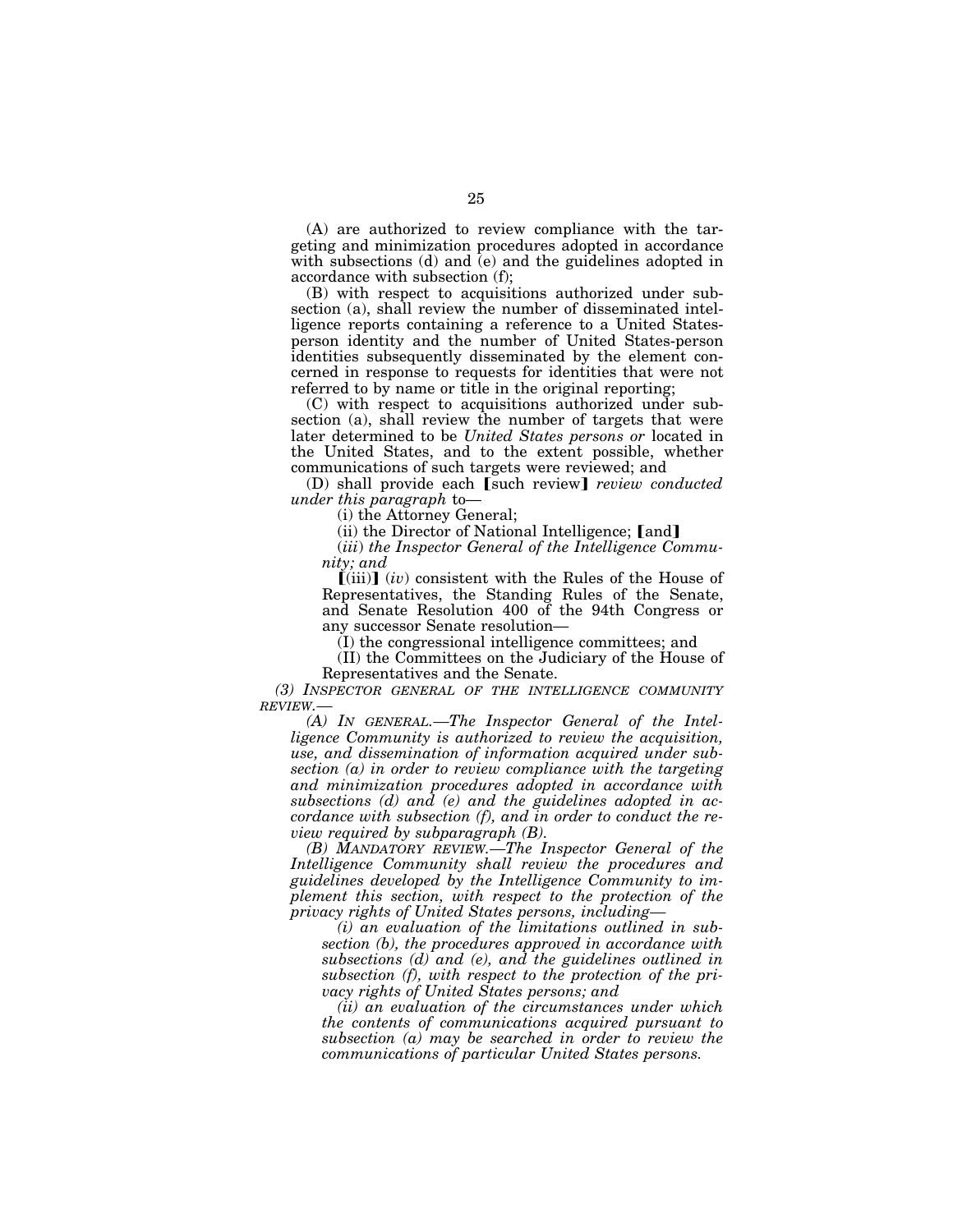(A) are authorized to review compliance with the targeting and minimization procedures adopted in accordance with subsections (d) and (e) and the guidelines adopted in accordance with subsection (f);

(B) with respect to acquisitions authorized under subsection (a), shall review the number of disseminated intelligence reports containing a reference to a United States-person identity and the number of United States-person identities subsequently disseminated by the element concerned in response to requests for identities that were not referred to by name or title in the original reporting;

(C) with respect to acquisitions authorized under subsection (a), shall review the number of targets that were later determined to be *United States persons or* located in the United States, and to the extent possible, whether communications of such targets were reviewed; and

(D) shall provide each 【such review】 *review conducted under this paragraph* to—

(i) the Attorney General;

(ii) the Director of National Intelligence; 【and】

(*iii*) *the Inspector General of the Intelligence Community; and*

【(iii)】 (*iv*) consistent with the Rules of the House of Representatives, the Standing Rules of the Senate, and Senate Resolution 400 of the 94th Congress or any successor Senate resolution—

(I) the congressional intelligence committees; and

(II) the Committees on the Judiciary of the House of Representatives and the Senate.

*(3) INSPECTOR GENERAL OF THE INTELLIGENCE COMMUNITY REVIEW.—*

*(A) IN GENERAL.—The Inspector General of the Intelligence Community is authorized to review the acquisition, use, and dissemination of information acquired under subsection (a) in order to review compliance with the targeting and minimization procedures adopted in accordance with subsections (d) and (e) and the guidelines adopted in accordance with subsection (f), and in order to conduct the review required by subparagraph (B).*

*(B) MANDATORY REVIEW.—The Inspector General of the Intelligence Community shall review the procedures and guidelines developed by the Intelligence Community to implement this section, with respect to the protection of the privacy rights of United States persons, including—*

*(i) an evaluation of the limitations outlined in subsection (b), the procedures approved in accordance with subsections (d) and (e), and the guidelines outlined in subsection (f), with respect to the protection of the privacy rights of United States persons; and*

*(ii) an evaluation of the circumstances under which the contents of communications acquired pursuant to subsection (a) may be searched in order to review the communications of particular United States persons.*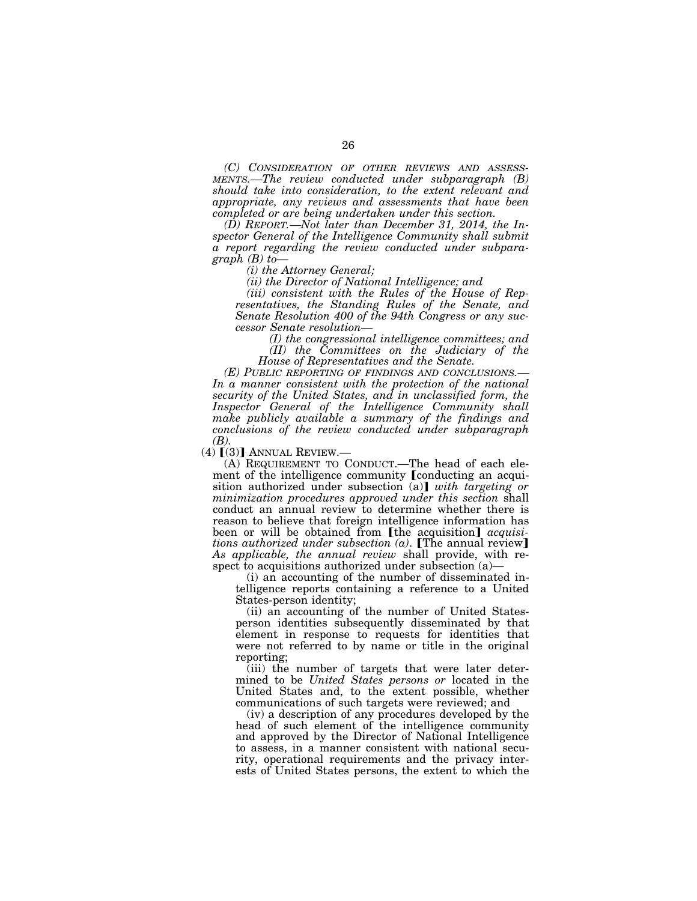*(C) CONSIDERATION OF OTHER REVIEWS AND ASSESSMENTS.—The review conducted under subparagraph (B) should take into consideration, to the extent relevant and appropriate, any reviews and assessments that have been completed or are being undertaken under this section.*

*(D) REPORT.—Not later than December 31, 2014, the Inspector General of the Intelligence Community shall submit a report regarding the review conducted under subparagraph (B) to—*

*(i) the Attorney General;*

*(ii) the Director of National Intelligence; and*

*(iii) consistent with the Rules of the House of Representatives, the Standing Rules of the Senate, and Senate Resolution 400 of the 94th Congress or any successor Senate resolution—*

*(I) the congressional intelligence committees; and*

*(II) the Committees on the Judiciary of the House of Representatives and the Senate.*

*(E) PUBLIC REPORTING OF FINDINGS AND CONCLUSIONS.—In a manner consistent with the protection of the national security of the United States, and in unclassified form, the Inspector General of the Intelligence Community shall make publicly available a summary of the findings and conclusions of the review conducted under subparagraph (B).*

(4) ⟦(3)⟧ ANNUAL REVIEW.—

(A) REQUIREMENT TO CONDUCT.—The head of each element of the intelligence community ⟦conducting an acquisition authorized under subsection (a)⟧ *with targeting or minimization procedures approved under this section* shall conduct an annual review to determine whether there is reason to believe that foreign intelligence information has been or will be obtained from ⟦the acquisition⟧ *acquisitions authorized under subsection (a)*. ⟦The annual review⟧ *As applicable, the annual review* shall provide, with respect to acquisitions authorized under subsection (a)—

(i) an accounting of the number of disseminated intelligence reports containing a reference to a United States-person identity;

(ii) an accounting of the number of United States-person identities subsequently disseminated by that element in response to requests for identities that were not referred to by name or title in the original reporting;

(iii) the number of targets that were later determined to be *United States persons or* located in the United States and, to the extent possible, whether communications of such targets were reviewed; and

(iv) a description of any procedures developed by the head of such element of the intelligence community and approved by the Director of National Intelligence to assess, in a manner consistent with national security, operational requirements and the privacy interests of United States persons, the extent to which the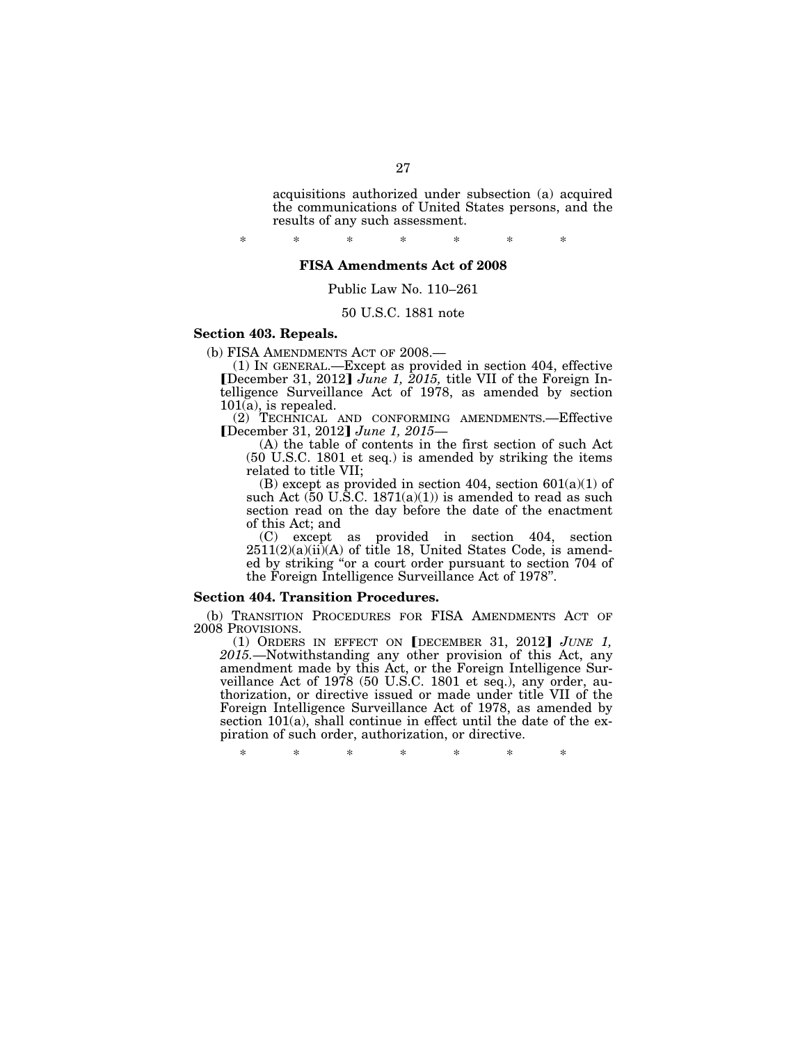acquisitions authorized under subsection (a) acquired the communications of United States persons, and the results of any such assessment.

\* \* \* \* \* \* \*

## FISA Amendments Act of 2008

Public Law No. 110–261

50 U.S.C. 1881 note

### Section 403. Repeals.

(b) FISA AMENDMENTS ACT OF 2008.—

(1) IN GENERAL.—Except as provided in section 404, effective [December 31, 2012] *June 1, 2015,* title VII of the Foreign Intelligence Surveillance Act of 1978, as amended by section 101(a), is repealed.

(2) TECHNICAL AND CONFORMING AMENDMENTS.—Effective [December 31, 2012] *June 1, 2015*—

(A) the table of contents in the first section of such Act (50 U.S.C. 1801 et seq.) is amended by striking the items related to title VII;

(B) except as provided in section 404, section 601(a)(1) of such Act (50 U.S.C. 1871(a)(1)) is amended to read as such section read on the day before the date of the enactment of this Act; and

(C) except as provided in section 404, section 2511(2)(a)(ii)(A) of title 18, United States Code, is amended by striking "or a court order pursuant to section 704 of the Foreign Intelligence Surveillance Act of 1978".

### Section 404. Transition Procedures.

(b) TRANSITION PROCEDURES FOR FISA AMENDMENTS ACT OF 2008 PROVISIONS.

(1) ORDERS IN EFFECT ON [DECEMBER 31, 2012] *JUNE 1, 2015.*—Notwithstanding any other provision of this Act, any amendment made by this Act, or the Foreign Intelligence Surveillance Act of 1978 (50 U.S.C. 1801 et seq.), any order, authorization, or directive issued or made under title VII of the Foreign Intelligence Surveillance Act of 1978, as amended by section 101(a), shall continue in effect until the date of the expiration of such order, authorization, or directive.

\* \* \* \* \* \* \*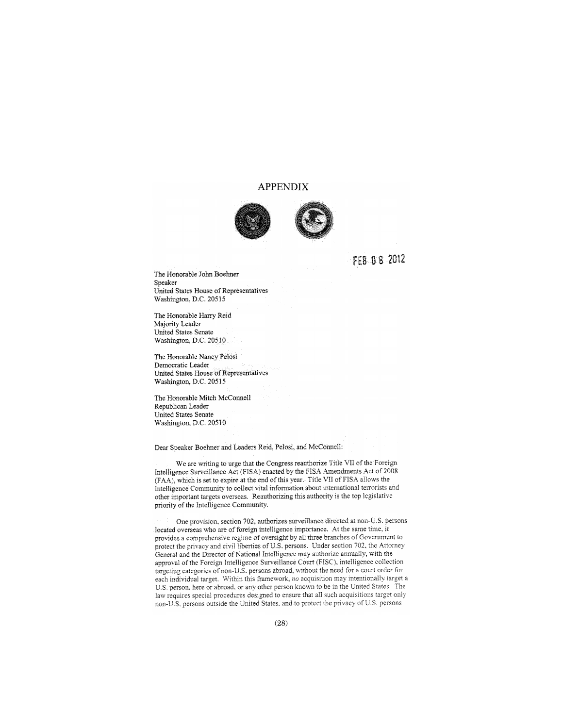# APPENDIX

FEB 08 2012

The Honorable John Boehner
Speaker
United States House of Representatives
Washington, D.C. 20515

The Honorable Harry Reid
Majority Leader
United States Senate
Washington, D.C. 20510

The Honorable Nancy Pelosi
Democratic Leader
United States House of Representatives
Washington, D.C. 20515

The Honorable Mitch McConnell
Republican Leader
United States Senate
Washington, D.C. 20510

Dear Speaker Boehner and Leaders Reid, Pelosi, and McConnell:

We are writing to urge that the Congress reauthorize Title VII of the Foreign Intelligence Surveillance Act (FISA) enacted by the FISA Amendments Act of 2008 (FAA), which is set to expire at the end of this year. Title VII of FISA allows the Intelligence Community to collect vital information about international terrorists and other important targets overseas. Reauthorizing this authority is the top legislative priority of the Intelligence Community.

One provision, section 702, authorizes surveillance directed at non-U.S. persons located overseas who are of foreign intelligence importance. At the same time, it provides a comprehensive regime of oversight by all three branches of Government to protect the privacy and civil liberties of U.S. persons. Under section 702, the Attorney General and the Director of National Intelligence may authorize annually, with the approval of the Foreign Intelligence Surveillance Court (FISC), intelligence collection targeting categories of non-U.S. persons abroad, without the need for a court order for each individual target. Within this framework, *no* acquisition may intentionally target a U.S. person, here or abroad, or any other person known to be in the United States. The law requires special procedures designed to ensure that all such acquisitions target only non-U.S. persons outside the United States, and to protect the privacy of U.S. persons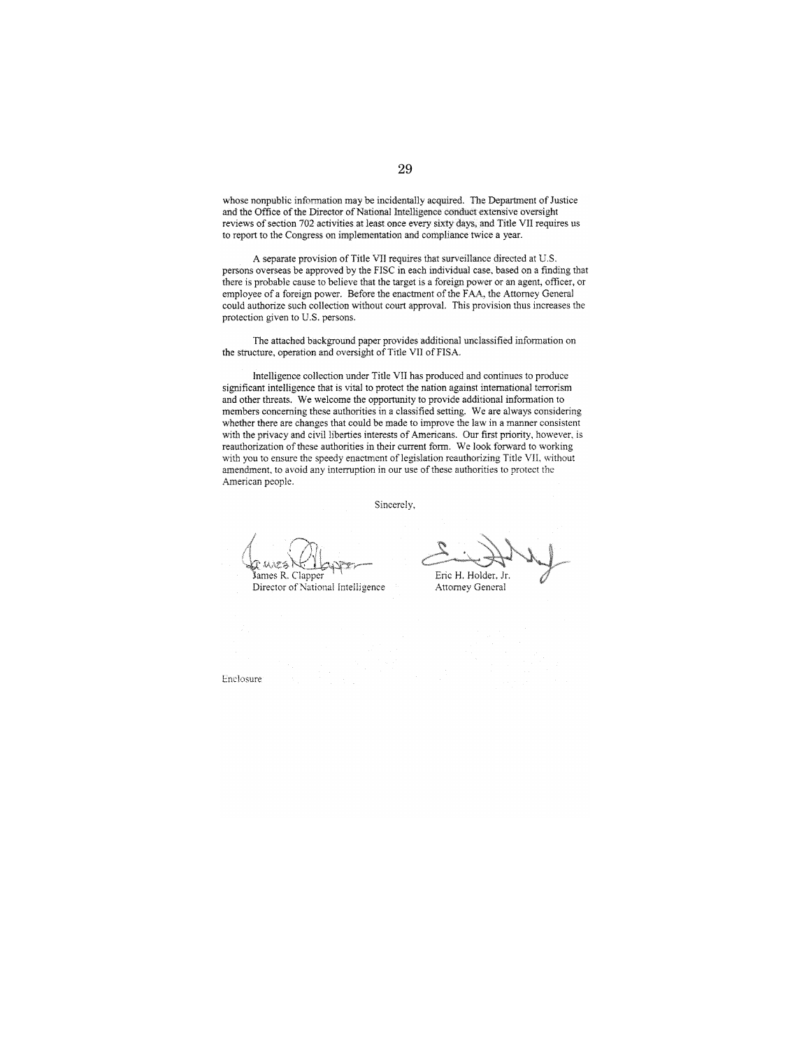whose nonpublic information may be incidentally acquired. The Department of Justice and the Office of the Director of National Intelligence conduct extensive oversight reviews of section 702 activities at least once every sixty days, and Title VII requires us to report to the Congress on implementation and compliance twice a year.

A separate provision of Title VII requires that surveillance directed at U.S. persons overseas be approved by the FISC in each individual case, based on a finding that there is probable cause to believe that the target is a foreign power or an agent, officer, or employee of a foreign power. Before the enactment of the FAA, the Attorney General could authorize such collection without court approval. This provision thus increases the protection given to U.S. persons.

The attached background paper provides additional unclassified information on the structure, operation and oversight of Title VII of FISA.

Intelligence collection under Title VII has produced and continues to produce significant intelligence that is vital to protect the nation against international terrorism and other threats. We welcome the opportunity to provide additional information to members concerning these authorities in a classified setting. We are always considering whether there are changes that could be made to improve the law in a manner consistent with the privacy and civil liberties interests of Americans. Our first priority, however, is reauthorization of these authorities in their current form. We look forward to working with you to ensure the speedy enactment of legislation reauthorizing Title VII, without amendment, to avoid any interruption in our use of these authorities to protect the American people.

Sincerely,

James R. Clapper
Director of National Intelligence

Eric H. Holder, Jr.
Attorney General

Enclosure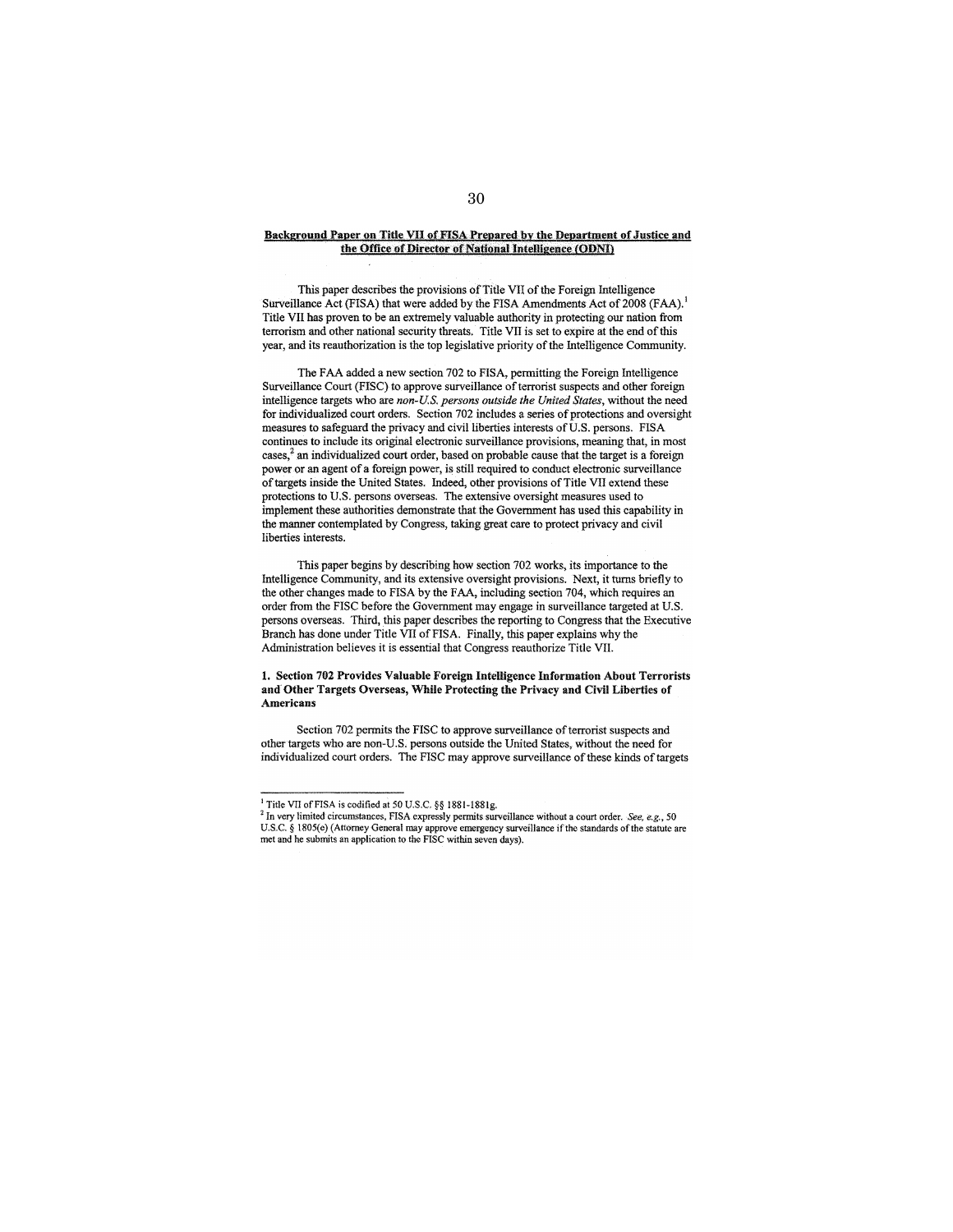## Background Paper on Title VII of FISA Prepared by the Department of Justice and the Office of Director of National Intelligence (ODNI)

This paper describes the provisions of Title VII of the Foreign Intelligence Surveillance Act (FISA) that were added by the FISA Amendments Act of 2008 (FAA).[1] Title VII has proven to be an extremely valuable authority in protecting our nation from terrorism and other national security threats. Title VII is set to expire at the end of this year, and its reauthorization is the top legislative priority of the Intelligence Community.

The FAA added a new section 702 to FISA, permitting the Foreign Intelligence Surveillance Court (FISC) to approve surveillance of terrorist suspects and other foreign intelligence targets who are *non-U.S. persons outside the United States*, without the need for individualized court orders. Section 702 includes a series of protections and oversight measures to safeguard the privacy and civil liberties interests of U.S. persons. FISA continues to include its original electronic surveillance provisions, meaning that, in most cases,[2] an individualized court order, based on probable cause that the target is a foreign power or an agent of a foreign power, is still required to conduct electronic surveillance of targets inside the United States. Indeed, other provisions of Title VII extend these protections to U.S. persons overseas. The extensive oversight measures used to implement these authorities demonstrate that the Government has used this capability in the manner contemplated by Congress, taking great care to protect privacy and civil liberties interests.

This paper begins by describing how section 702 works, its importance to the Intelligence Community, and its extensive oversight provisions. Next, it turns briefly to the other changes made to FISA by the FAA, including section 704, which requires an order from the FISC before the Government may engage in surveillance targeted at U.S. persons overseas. Third, this paper describes the reporting to Congress that the Executive Branch has done under Title VII of FISA. Finally, this paper explains why the Administration believes it is essential that Congress reauthorize Title VII.

### 1. Section 702 Provides Valuable Foreign Intelligence Information About Terrorists and Other Targets Overseas, While Protecting the Privacy and Civil Liberties of Americans

Section 702 permits the FISC to approve surveillance of terrorist suspects and other targets who are non-U.S. persons outside the United States, without the need for individualized court orders. The FISC may approve surveillance of these kinds of targets

---

[1] Title VII of FISA is codified at 50 U.S.C. §§ 1881-1881g.

[2] In very limited circumstances, FISA expressly permits surveillance without a court order. *See, e.g.*, 50 U.S.C. § 1805(e) (Attorney General may approve emergency surveillance if the standards of the statute are met and he submits an application to the FISC within seven days).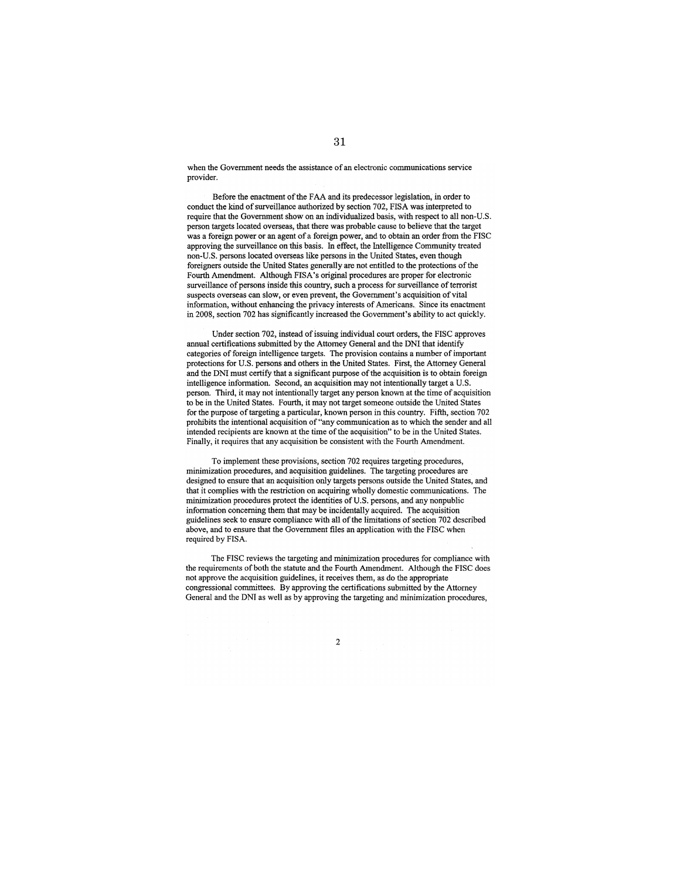when the Government needs the assistance of an electronic communications service provider.

Before the enactment of the FAA and its predecessor legislation, in order to conduct the kind of surveillance authorized by section 702, FISA was interpreted to require that the Government show on an individualized basis, with respect to all non-U.S. person targets located overseas, that there was probable cause to believe that the target was a foreign power or an agent of a foreign power, and to obtain an order from the FISC approving the surveillance on this basis. In effect, the Intelligence Community treated non-U.S. persons located overseas like persons in the United States, even though foreigners outside the United States generally are not entitled to the protections of the Fourth Amendment. Although FISA's original procedures are proper for electronic surveillance of persons inside this country, such a process for surveillance of terrorist suspects overseas can slow, or even prevent, the Government's acquisition of vital information, without enhancing the privacy interests of Americans. Since its enactment in 2008, section 702 has significantly increased the Government's ability to act quickly.

Under section 702, instead of issuing individual court orders, the FISC approves annual certifications submitted by the Attorney General and the DNI that identify categories of foreign intelligence targets. The provision contains a number of important protections for U.S. persons and others in the United States. First, the Attorney General and the DNI must certify that a significant purpose of the acquisition is to obtain foreign intelligence information. Second, an acquisition may not intentionally target a U.S. person. Third, it may not intentionally target any person known at the time of acquisition to be in the United States. Fourth, it may not target someone outside the United States for the purpose of targeting a particular, known person in this country. Fifth, section 702 prohibits the intentional acquisition of "any communication as to which the sender and all intended recipients are known at the time of the acquisition" to be in the United States. Finally, it requires that any acquisition be consistent with the Fourth Amendment.

To implement these provisions, section 702 requires targeting procedures, minimization procedures, and acquisition guidelines. The targeting procedures are designed to ensure that an acquisition only targets persons outside the United States, and that it complies with the restriction on acquiring wholly domestic communications. The minimization procedures protect the identities of U.S. persons, and any nonpublic information concerning them that may be incidentally acquired. The acquisition guidelines seek to ensure compliance with all of the limitations of section 702 described above, and to ensure that the Government files an application with the FISC when required by FISA.

The FISC reviews the targeting and minimization procedures for compliance with the requirements of both the statute and the Fourth Amendment. Although the FISC does not approve the acquisition guidelines, it receives them, as do the appropriate congressional committees. By approving the certifications submitted by the Attorney General and the DNI as well as by approving the targeting and minimization procedures,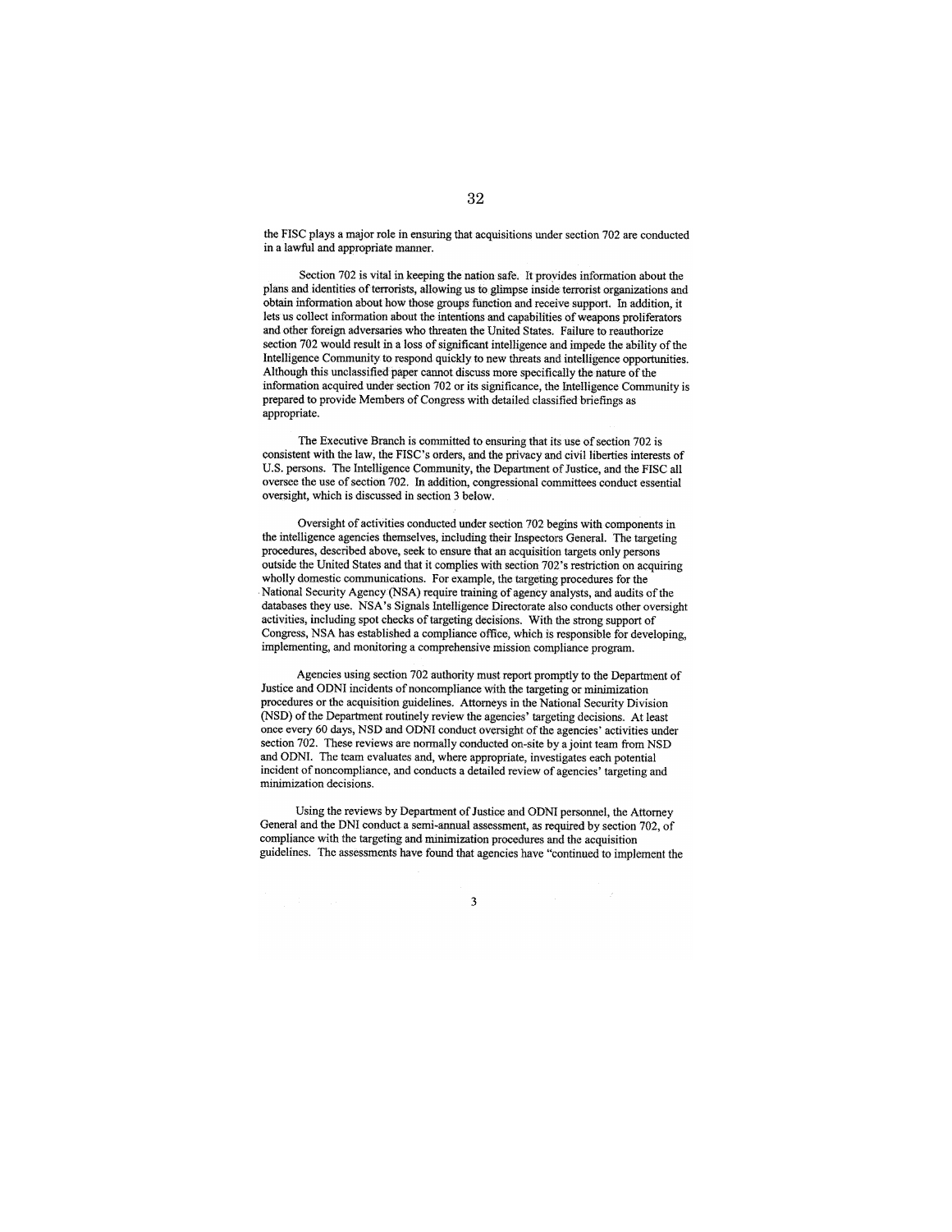the FISC plays a major role in ensuring that acquisitions under section 702 are conducted in a lawful and appropriate manner.

Section 702 is vital in keeping the nation safe. It provides information about the plans and identities of terrorists, allowing us to glimpse inside terrorist organizations and obtain information about how those groups function and receive support. In addition, it lets us collect information about the intentions and capabilities of weapons proliferators and other foreign adversaries who threaten the United States. Failure to reauthorize section 702 would result in a loss of significant intelligence and impede the ability of the Intelligence Community to respond quickly to new threats and intelligence opportunities. Although this unclassified paper cannot discuss more specifically the nature of the information acquired under section 702 or its significance, the Intelligence Community is prepared to provide Members of Congress with detailed classified briefings as appropriate.

The Executive Branch is committed to ensuring that its use of section 702 is consistent with the law, the FISC's orders, and the privacy and civil liberties interests of U.S. persons. The Intelligence Community, the Department of Justice, and the FISC all oversee the use of section 702. In addition, congressional committees conduct essential oversight, which is discussed in section 3 below.

Oversight of activities conducted under section 702 begins with components in the intelligence agencies themselves, including their Inspectors General. The targeting procedures, described above, seek to ensure that an acquisition targets only persons outside the United States and that it complies with section 702's restriction on acquiring wholly domestic communications. For example, the targeting procedures for the National Security Agency (NSA) require training of agency analysts, and audits of the databases they use. NSA's Signals Intelligence Directorate also conducts other oversight activities, including spot checks of targeting decisions. With the strong support of Congress, NSA has established a compliance office, which is responsible for developing, implementing, and monitoring a comprehensive mission compliance program.

Agencies using section 702 authority must report promptly to the Department of Justice and ODNI incidents of noncompliance with the targeting or minimization procedures or the acquisition guidelines. Attorneys in the National Security Division (NSD) of the Department routinely review the agencies' targeting decisions. At least once every 60 days, NSD and ODNI conduct oversight of the agencies' activities under section 702. These reviews are normally conducted on-site by a joint team from NSD and ODNI. The team evaluates and, where appropriate, investigates each potential incident of noncompliance, and conducts a detailed review of agencies' targeting and minimization decisions.

Using the reviews by Department of Justice and ODNI personnel, the Attorney General and the DNI conduct a semi-annual assessment, as required by section 702, of compliance with the targeting and minimization procedures and the acquisition guidelines. The assessments have found that agencies have "continued to implement the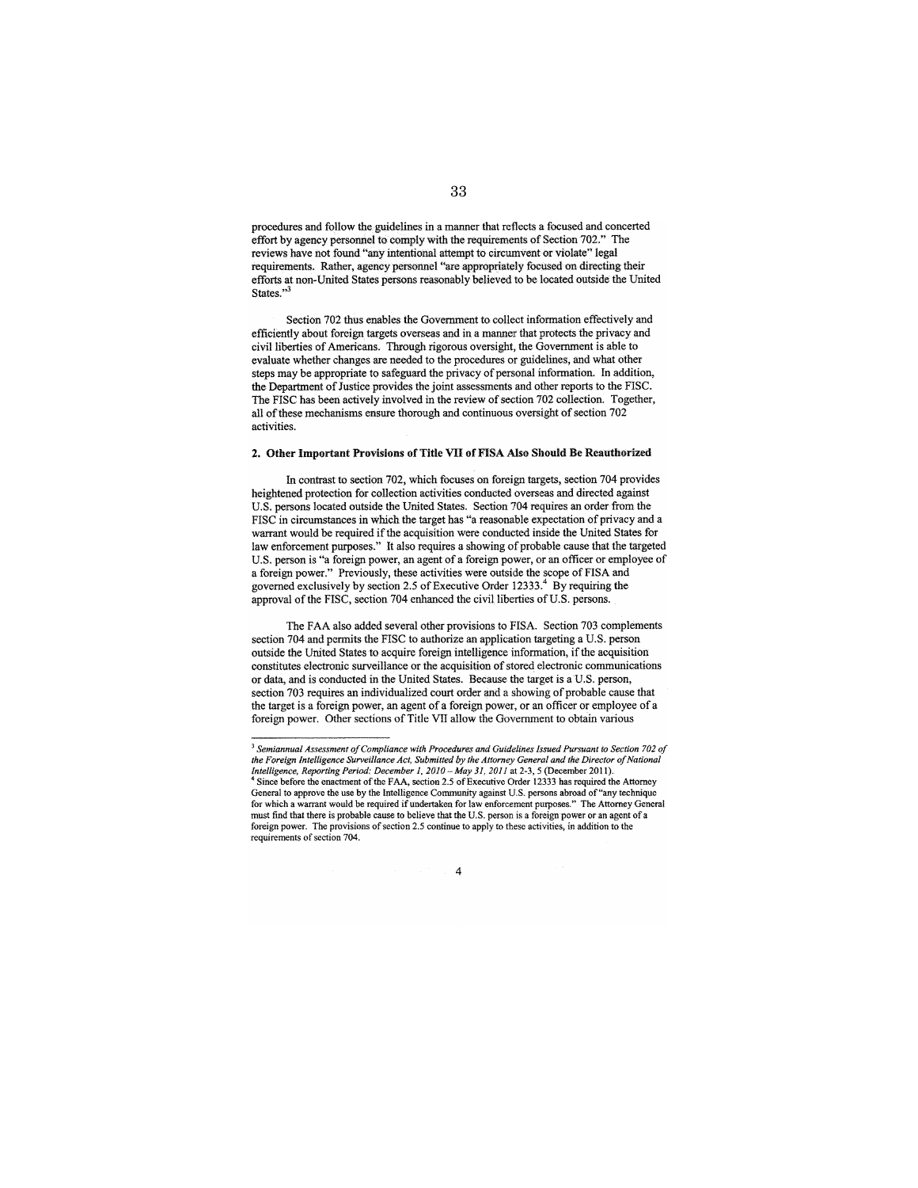procedures and follow the guidelines in a manner that reflects a focused and concerted effort by agency personnel to comply with the requirements of Section 702." The reviews have not found "any intentional attempt to circumvent or violate" legal requirements. Rather, agency personnel "are appropriately focused on directing their efforts at non-United States persons reasonably believed to be located outside the United States."[3]

Section 702 thus enables the Government to collect information effectively and efficiently about foreign targets overseas and in a manner that protects the privacy and civil liberties of Americans. Through rigorous oversight, the Government is able to evaluate whether changes are needed to the procedures or guidelines, and what other steps may be appropriate to safeguard the privacy of personal information. In addition, the Department of Justice provides the joint assessments and other reports to the FISC. The FISC has been actively involved in the review of section 702 collection. Together, all of these mechanisms ensure thorough and continuous oversight of section 702 activities.

**2. Other Important Provisions of Title VII of FISA Also Should Be Reauthorized**

In contrast to section 702, which focuses on foreign targets, section 704 provides heightened protection for collection activities conducted overseas and directed against U.S. persons located outside the United States. Section 704 requires an order from the FISC in circumstances in which the target has "a reasonable expectation of privacy and a warrant would be required if the acquisition were conducted inside the United States for law enforcement purposes." It also requires a showing of probable cause that the targeted U.S. person is "a foreign power, an agent of a foreign power, or an officer or employee of a foreign power." Previously, these activities were outside the scope of FISA and governed exclusively by section 2.5 of Executive Order 12333.[4] By requiring the approval of the FISC, section 704 enhanced the civil liberties of U.S. persons.

The FAA also added several other provisions to FISA. Section 703 complements section 704 and permits the FISC to authorize an application targeting a U.S. person outside the United States to acquire foreign intelligence information, if the acquisition constitutes electronic surveillance or the acquisition of stored electronic communications or data, and is conducted in the United States. Because the target is a U.S. person, section 703 requires an individualized court order and a showing of probable cause that the target is a foreign power, an agent of a foreign power, or an officer or employee of a foreign power. Other sections of Title VII allow the Government to obtain various

---

[3] *Semiannual Assessment of Compliance with Procedures and Guidelines Issued Pursuant to Section 702 of the Foreign Intelligence Surveillance Act, Submitted by the Attorney General and the Director of National Intelligence, Reporting Period: December 1, 2010 – May 31, 2011* at 2-3, 5 (December 2011).

[4] Since before the enactment of the FAA, section 2.5 of Executive Order 12333 has required the Attorney General to approve the use by the Intelligence Community against U.S. persons abroad of "any technique for which a warrant would be required if undertaken for law enforcement purposes." The Attorney General must find that there is probable cause to believe that the U.S. person is a foreign power or an agent of a foreign power. The provisions of section 2.5 continue to apply to these activities, in addition to the requirements of section 704.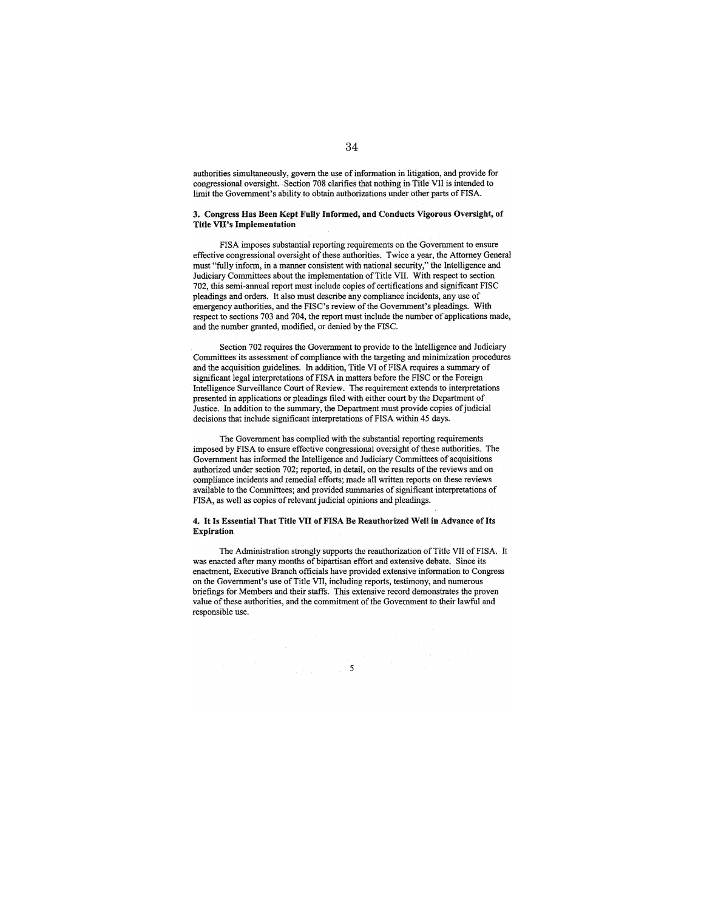authorities simultaneously, govern the use of information in litigation, and provide for congressional oversight. Section 708 clarifies that nothing in Title VII is intended to limit the Government's ability to obtain authorizations under other parts of FISA.

### 3. Congress Has Been Kept Fully Informed, and Conducts Vigorous Oversight, of Title VII's Implementation

FISA imposes substantial reporting requirements on the Government to ensure effective congressional oversight of these authorities. Twice a year, the Attorney General must "fully inform, in a manner consistent with national security," the Intelligence and Judiciary Committees about the implementation of Title VII. With respect to section 702, this semi-annual report must include copies of certifications and significant FISC pleadings and orders. It also must describe any compliance incidents, any use of emergency authorities, and the FISC's review of the Government's pleadings. With respect to sections 703 and 704, the report must include the number of applications made, and the number granted, modified, or denied by the FISC.

Section 702 requires the Government to provide to the Intelligence and Judiciary Committees its assessment of compliance with the targeting and minimization procedures and the acquisition guidelines. In addition, Title VI of FISA requires a summary of significant legal interpretations of FISA in matters before the FISC or the Foreign Intelligence Surveillance Court of Review. The requirement extends to interpretations presented in applications or pleadings filed with either court by the Department of Justice. In addition to the summary, the Department must provide copies of judicial decisions that include significant interpretations of FISA within 45 days.

The Government has complied with the substantial reporting requirements imposed by FISA to ensure effective congressional oversight of these authorities. The Government has informed the Intelligence and Judiciary Committees of acquisitions authorized under section 702; reported, in detail, on the results of the reviews and on compliance incidents and remedial efforts; made all written reports on these reviews available to the Committees; and provided summaries of significant interpretations of FISA, as well as copies of relevant judicial opinions and pleadings.

### 4. It Is Essential That Title VII of FISA Be Reauthorized Well in Advance of Its Expiration

The Administration strongly supports the reauthorization of Title VII of FISA. It was enacted after many months of bipartisan effort and extensive debate. Since its enactment, Executive Branch officials have provided extensive information to Congress on the Government's use of Title VII, including reports, testimony, and numerous briefings for Members and their staffs. This extensive record demonstrates the proven value of these authorities, and the commitment of the Government to their lawful and responsible use.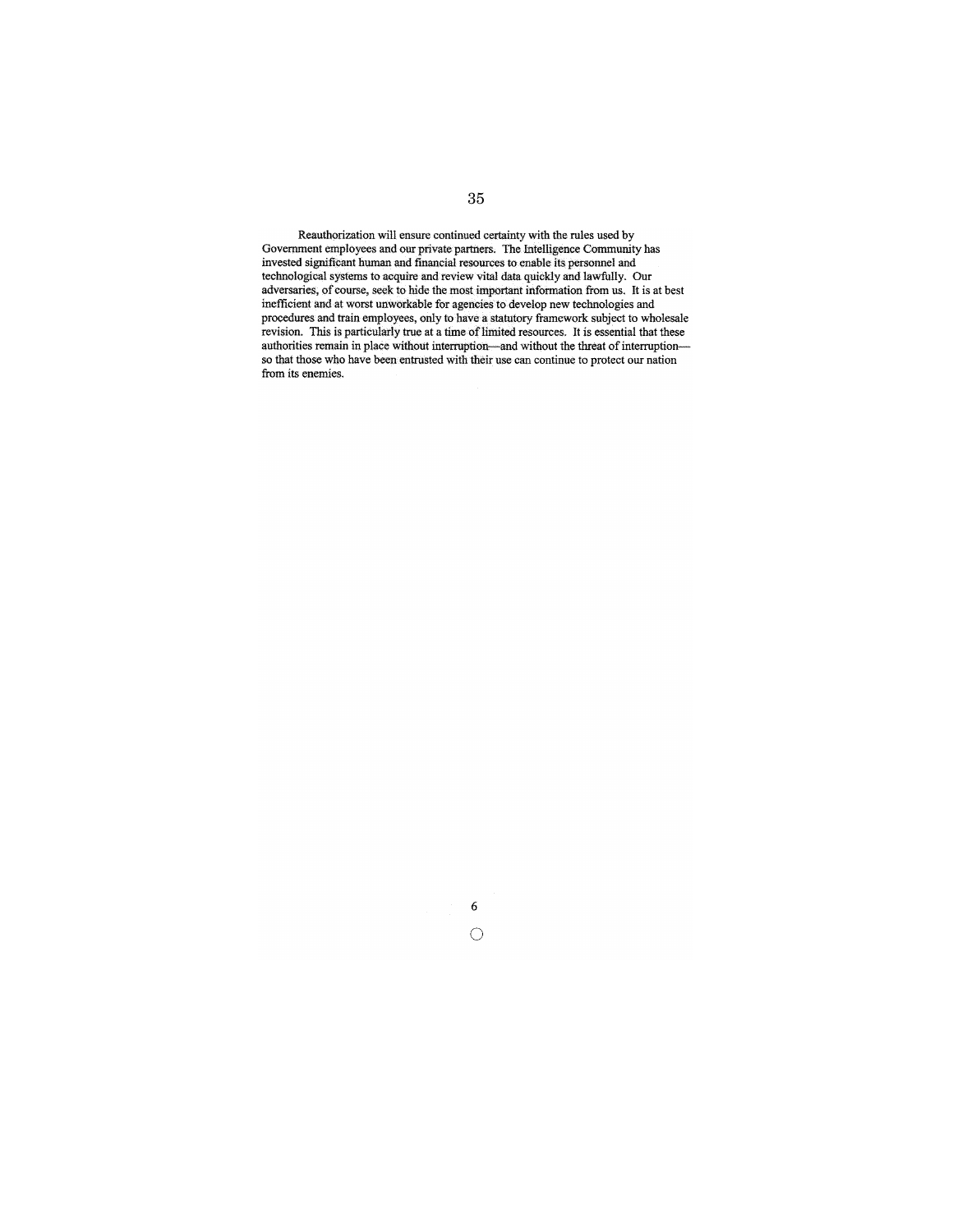Reauthorization will ensure continued certainty with the rules used by Government employees and our private partners. The Intelligence Community has invested significant human and financial resources to enable its personnel and technological systems to acquire and review vital data quickly and lawfully. Our adversaries, of course, seek to hide the most important information from us. It is at best inefficient and at worst unworkable for agencies to develop new technologies and procedures and train employees, only to have a statutory framework subject to wholesale revision. This is particularly true at a time of limited resources. It is essential that these authorities remain in place without interruption—and without the threat of interruption—so that those who have been entrusted with their use can continue to protect our nation from its enemies.